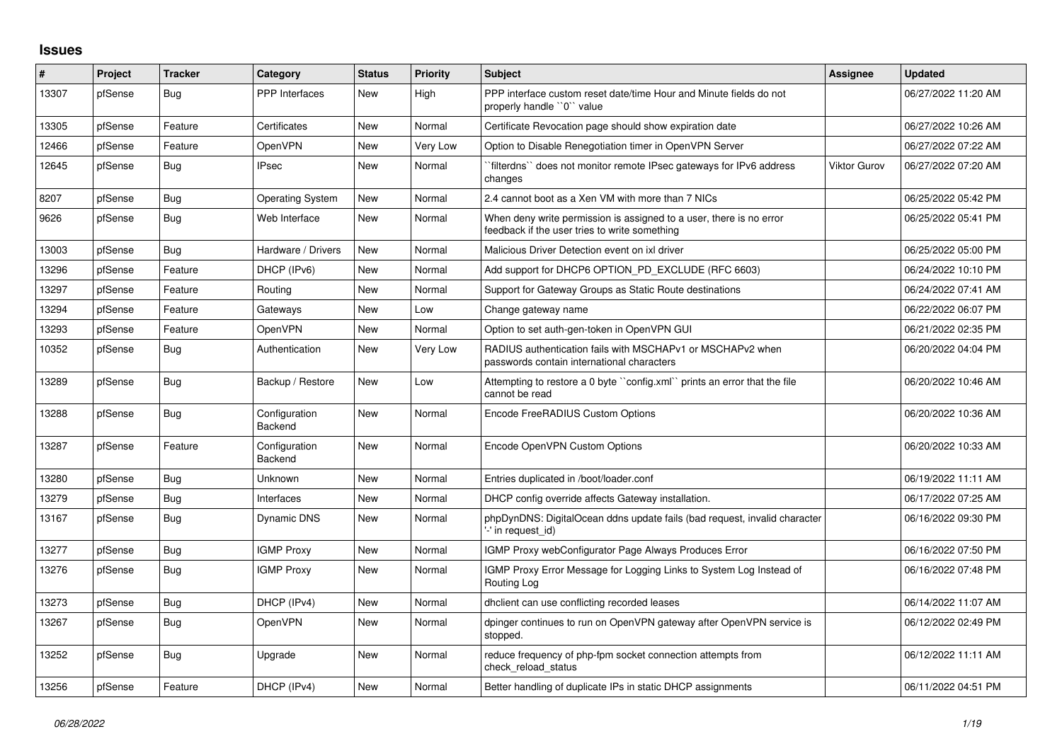## Issues

| # | Project | Tracker | Category | Status | Priority | Subject | Assignee | Updated |
|---|---|---|---|---|---|---|---|---|
| 13307 | pfSense | Bug | PPP Interfaces | New | High | PPP interface custom reset date/time Hour and Minute fields do not properly handle ``0`` value | | 06/27/2022 11:20 AM |
| 13305 | pfSense | Feature | Certificates | New | Normal | Certificate Revocation page should show expiration date | | 06/27/2022 10:26 AM |
| 12466 | pfSense | Feature | OpenVPN | New | Very Low | Option to Disable Renegotiation timer in OpenVPN Server | | 06/27/2022 07:22 AM |
| 12645 | pfSense | Bug | IPsec | New | Normal | ``filterdns`` does not monitor remote IPsec gateways for IPv6 address changes | Viktor Gurov | 06/27/2022 07:20 AM |
| 8207 | pfSense | Bug | Operating System | New | Normal | 2.4 cannot boot as a Xen VM with more than 7 NICs | | 06/25/2022 05:42 PM |
| 9626 | pfSense | Bug | Web Interface | New | Normal | When deny write permission is assigned to a user, there is no error feedback if the user tries to write something | | 06/25/2022 05:41 PM |
| 13003 | pfSense | Bug | Hardware / Drivers | New | Normal | Malicious Driver Detection event on ixl driver | | 06/25/2022 05:00 PM |
| 13296 | pfSense | Feature | DHCP (IPv6) | New | Normal | Add support for DHCP6 OPTION_PD_EXCLUDE (RFC 6603) | | 06/24/2022 10:10 PM |
| 13297 | pfSense | Feature | Routing | New | Normal | Support for Gateway Groups as Static Route destinations | | 06/24/2022 07:41 AM |
| 13294 | pfSense | Feature | Gateways | New | Low | Change gateway name | | 06/22/2022 06:07 PM |
| 13293 | pfSense | Feature | OpenVPN | New | Normal | Option to set auth-gen-token in OpenVPN GUI | | 06/21/2022 02:35 PM |
| 10352 | pfSense | Bug | Authentication | New | Very Low | RADIUS authentication fails with MSCHAPv1 or MSCHAPv2 when passwords contain international characters | | 06/20/2022 04:04 PM |
| 13289 | pfSense | Bug | Backup / Restore | New | Low | Attempting to restore a 0 byte ``config.xml`` prints an error that the file cannot be read | | 06/20/2022 10:46 AM |
| 13288 | pfSense | Bug | Configuration Backend | New | Normal | Encode FreeRADIUS Custom Options | | 06/20/2022 10:36 AM |
| 13287 | pfSense | Feature | Configuration Backend | New | Normal | Encode OpenVPN Custom Options | | 06/20/2022 10:33 AM |
| 13280 | pfSense | Bug | Unknown | New | Normal | Entries duplicated in /boot/loader.conf | | 06/19/2022 11:11 AM |
| 13279 | pfSense | Bug | Interfaces | New | Normal | DHCP config override affects Gateway installation. | | 06/17/2022 07:25 AM |
| 13167 | pfSense | Bug | Dynamic DNS | New | Normal | phpDynDNS: DigitalOcean ddns update fails (bad request, invalid character '-' in request_id) | | 06/16/2022 09:30 PM |
| 13277 | pfSense | Bug | IGMP Proxy | New | Normal | IGMP Proxy webConfigurator Page Always Produces Error | | 06/16/2022 07:50 PM |
| 13276 | pfSense | Bug | IGMP Proxy | New | Normal | IGMP Proxy Error Message for Logging Links to System Log Instead of Routing Log | | 06/16/2022 07:48 PM |
| 13273 | pfSense | Bug | DHCP (IPv4) | New | Normal | dhclient can use conflicting recorded leases | | 06/14/2022 11:07 AM |
| 13267 | pfSense | Bug | OpenVPN | New | Normal | dpinger continues to run on OpenVPN gateway after OpenVPN service is stopped. | | 06/12/2022 02:49 PM |
| 13252 | pfSense | Bug | Upgrade | New | Normal | reduce frequency of php-fpm socket connection attempts from check_reload_status | | 06/12/2022 11:11 AM |
| 13256 | pfSense | Feature | DHCP (IPv4) | New | Normal | Better handling of duplicate IPs in static DHCP assignments | | 06/11/2022 04:51 PM |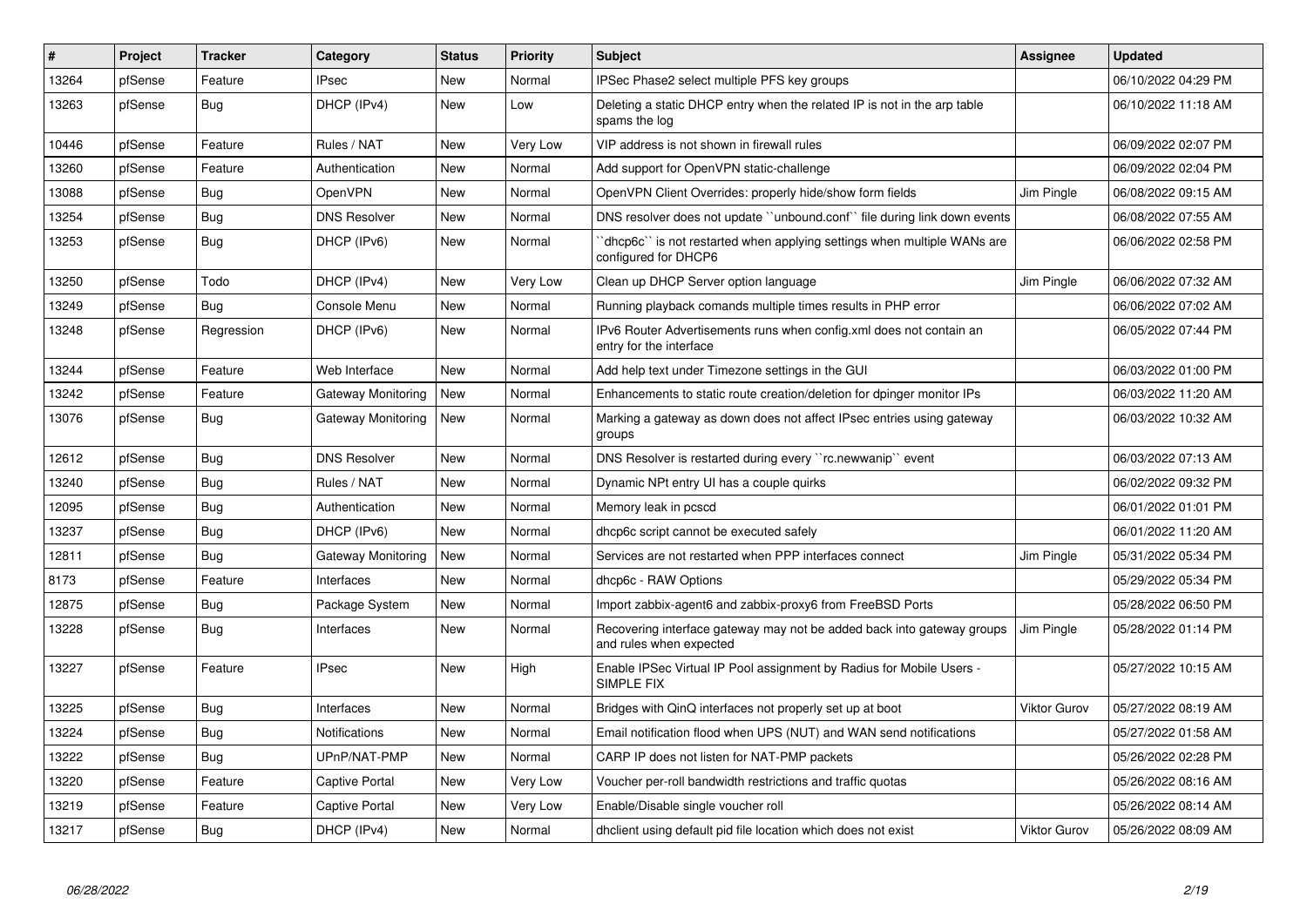| # | Project | Tracker | Category | Status | Priority | Subject | Assignee | Updated |
|---|---|---|---|---|---|---|---|---|
| 13264 | pfSense | Feature | IPsec | New | Normal | IPSec Phase2 select multiple PFS key groups | | 06/10/2022 04:29 PM |
| 13263 | pfSense | Bug | DHCP (IPv4) | New | Low | Deleting a static DHCP entry when the related IP is not in the arp table spams the log | | 06/10/2022 11:18 AM |
| 10446 | pfSense | Feature | Rules / NAT | New | Very Low | VIP address is not shown in firewall rules | | 06/09/2022 02:07 PM |
| 13260 | pfSense | Feature | Authentication | New | Normal | Add support for OpenVPN static-challenge | | 06/09/2022 02:04 PM |
| 13088 | pfSense | Bug | OpenVPN | New | Normal | OpenVPN Client Overrides: properly hide/show form fields | Jim Pingle | 06/08/2022 09:15 AM |
| 13254 | pfSense | Bug | DNS Resolver | New | Normal | DNS resolver does not update ``unbound.conf`` file during link down events | | 06/08/2022 07:55 AM |
| 13253 | pfSense | Bug | DHCP (IPv6) | New | Normal | ``dhcp6c`` is not restarted when applying settings when multiple WANs are configured for DHCP6 | | 06/06/2022 02:58 PM |
| 13250 | pfSense | Todo | DHCP (IPv4) | New | Very Low | Clean up DHCP Server option language | Jim Pingle | 06/06/2022 07:32 AM |
| 13249 | pfSense | Bug | Console Menu | New | Normal | Running playback comands multiple times results in PHP error | | 06/06/2022 07:02 AM |
| 13248 | pfSense | Regression | DHCP (IPv6) | New | Normal | IPv6 Router Advertisements runs when config.xml does not contain an entry for the interface | | 06/05/2022 07:44 PM |
| 13244 | pfSense | Feature | Web Interface | New | Normal | Add help text under Timezone settings in the GUI | | 06/03/2022 01:00 PM |
| 13242 | pfSense | Feature | Gateway Monitoring | New | Normal | Enhancements to static route creation/deletion for dpinger monitor IPs | | 06/03/2022 11:20 AM |
| 13076 | pfSense | Bug | Gateway Monitoring | New | Normal | Marking a gateway as down does not affect IPsec entries using gateway groups | | 06/03/2022 10:32 AM |
| 12612 | pfSense | Bug | DNS Resolver | New | Normal | DNS Resolver is restarted during every ``rc.newwanip`` event | | 06/03/2022 07:13 AM |
| 13240 | pfSense | Bug | Rules / NAT | New | Normal | Dynamic NPt entry UI has a couple quirks | | 06/02/2022 09:32 PM |
| 12095 | pfSense | Bug | Authentication | New | Normal | Memory leak in pcscd | | 06/01/2022 01:01 PM |
| 13237 | pfSense | Bug | DHCP (IPv6) | New | Normal | dhcp6c script cannot be executed safely | | 06/01/2022 11:20 AM |
| 12811 | pfSense | Bug | Gateway Monitoring | New | Normal | Services are not restarted when PPP interfaces connect | Jim Pingle | 05/31/2022 05:34 PM |
| 8173 | pfSense | Feature | Interfaces | New | Normal | dhcp6c - RAW Options | | 05/29/2022 05:34 PM |
| 12875 | pfSense | Bug | Package System | New | Normal | Import zabbix-agent6 and zabbix-proxy6 from FreeBSD Ports | | 05/28/2022 06:50 PM |
| 13228 | pfSense | Bug | Interfaces | New | Normal | Recovering interface gateway may not be added back into gateway groups and rules when expected | Jim Pingle | 05/28/2022 01:14 PM |
| 13227 | pfSense | Feature | IPsec | New | High | Enable IPSec Virtual IP Pool assignment by Radius for Mobile Users - SIMPLE FIX | | 05/27/2022 10:15 AM |
| 13225 | pfSense | Bug | Interfaces | New | Normal | Bridges with QinQ interfaces not properly set up at boot | Viktor Gurov | 05/27/2022 08:19 AM |
| 13224 | pfSense | Bug | Notifications | New | Normal | Email notification flood when UPS (NUT) and WAN send notifications | | 05/27/2022 01:58 AM |
| 13222 | pfSense | Bug | UPnP/NAT-PMP | New | Normal | CARP IP does not listen for NAT-PMP packets | | 05/26/2022 02:28 PM |
| 13220 | pfSense | Feature | Captive Portal | New | Very Low | Voucher per-roll bandwidth restrictions and traffic quotas | | 05/26/2022 08:16 AM |
| 13219 | pfSense | Feature | Captive Portal | New | Very Low | Enable/Disable single voucher roll | | 05/26/2022 08:14 AM |
| 13217 | pfSense | Bug | DHCP (IPv4) | New | Normal | dhclient using default pid file location which does not exist | Viktor Gurov | 05/26/2022 08:09 AM |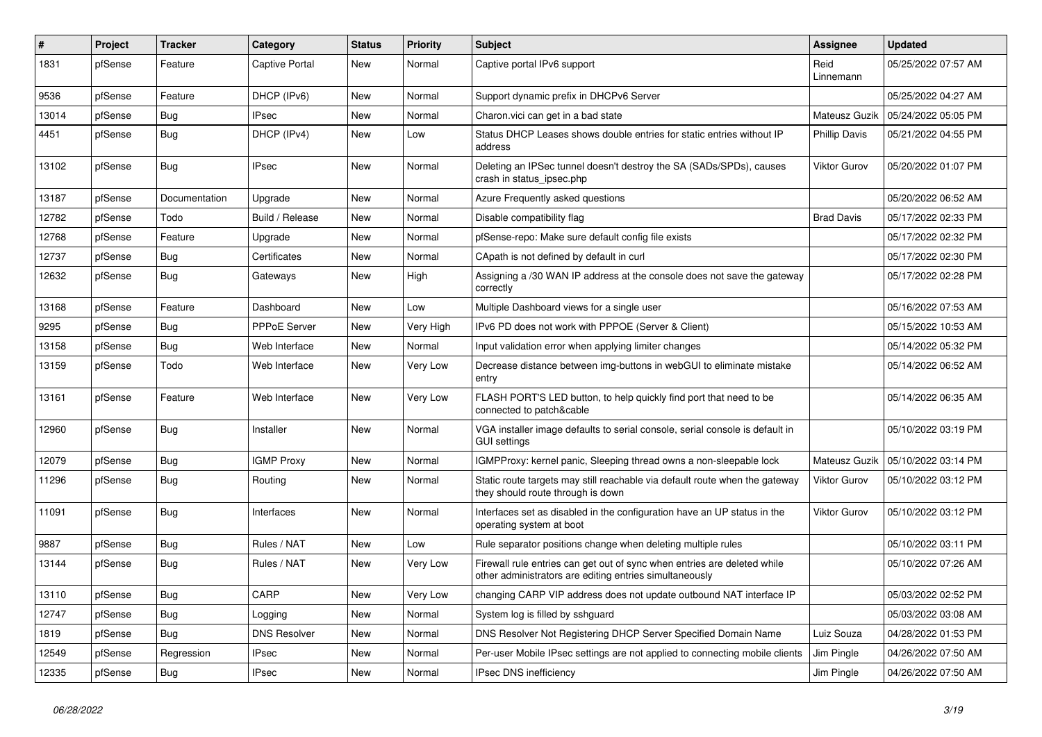| # | Project | Tracker | Category | Status | Priority | Subject | Assignee | Updated |
|---|---|---|---|---|---|---|---|---|
| 1831 | pfSense | Feature | Captive Portal | New | Normal | Captive portal IPv6 support | Reid Linnemann | 05/25/2022 07:57 AM |
| 9536 | pfSense | Feature | DHCP (IPv6) | New | Normal | Support dynamic prefix in DHCPv6 Server | | 05/25/2022 04:27 AM |
| 13014 | pfSense | Bug | IPsec | New | Normal | Charon.vici can get in a bad state | Mateusz Guzik | 05/24/2022 05:05 PM |
| 4451 | pfSense | Bug | DHCP (IPv4) | New | Low | Status DHCP Leases shows double entries for static entries without IP address | Phillip Davis | 05/21/2022 04:55 PM |
| 13102 | pfSense | Bug | IPsec | New | Normal | Deleting an IPSec tunnel doesn't destroy the SA (SADs/SPDs), causes crash in status_ipsec.php | Viktor Gurov | 05/20/2022 01:07 PM |
| 13187 | pfSense | Documentation | Upgrade | New | Normal | Azure Frequently asked questions | | 05/20/2022 06:52 AM |
| 12782 | pfSense | Todo | Build / Release | New | Normal | Disable compatibility flag | Brad Davis | 05/17/2022 02:33 PM |
| 12768 | pfSense | Feature | Upgrade | New | Normal | pfSense-repo: Make sure default config file exists | | 05/17/2022 02:32 PM |
| 12737 | pfSense | Bug | Certificates | New | Normal | CApath is not defined by default in curl | | 05/17/2022 02:30 PM |
| 12632 | pfSense | Bug | Gateways | New | High | Assigning a /30 WAN IP address at the console does not save the gateway correctly | | 05/17/2022 02:28 PM |
| 13168 | pfSense | Feature | Dashboard | New | Low | Multiple Dashboard views for a single user | | 05/16/2022 07:53 AM |
| 9295 | pfSense | Bug | PPPoE Server | New | Very High | IPv6 PD does not work with PPPOE (Server & Client) | | 05/15/2022 10:53 AM |
| 13158 | pfSense | Bug | Web Interface | New | Normal | Input validation error when applying limiter changes | | 05/14/2022 05:32 PM |
| 13159 | pfSense | Todo | Web Interface | New | Very Low | Decrease distance between img-buttons in webGUI to eliminate mistake entry | | 05/14/2022 06:52 AM |
| 13161 | pfSense | Feature | Web Interface | New | Very Low | FLASH PORT'S LED button, to help quickly find port that need to be connected to patch&cable | | 05/14/2022 06:35 AM |
| 12960 | pfSense | Bug | Installer | New | Normal | VGA installer image defaults to serial console, serial console is default in GUI settings | | 05/10/2022 03:19 PM |
| 12079 | pfSense | Bug | IGMP Proxy | New | Normal | IGMPProxy: kernel panic, Sleeping thread owns a non-sleepable lock | Mateusz Guzik | 05/10/2022 03:14 PM |
| 11296 | pfSense | Bug | Routing | New | Normal | Static route targets may still reachable via default route when the gateway they should route through is down | Viktor Gurov | 05/10/2022 03:12 PM |
| 11091 | pfSense | Bug | Interfaces | New | Normal | Interfaces set as disabled in the configuration have an UP status in the operating system at boot | Viktor Gurov | 05/10/2022 03:12 PM |
| 9887 | pfSense | Bug | Rules / NAT | New | Low | Rule separator positions change when deleting multiple rules | | 05/10/2022 03:11 PM |
| 13144 | pfSense | Bug | Rules / NAT | New | Very Low | Firewall rule entries can get out of sync when entries are deleted while other administrators are editing entries simultaneously | | 05/10/2022 07:26 AM |
| 13110 | pfSense | Bug | CARP | New | Very Low | changing CARP VIP address does not update outbound NAT interface IP | | 05/03/2022 02:52 PM |
| 12747 | pfSense | Bug | Logging | New | Normal | System log is filled by sshguard | | 05/03/2022 03:08 AM |
| 1819 | pfSense | Bug | DNS Resolver | New | Normal | DNS Resolver Not Registering DHCP Server Specified Domain Name | Luiz Souza | 04/28/2022 01:53 PM |
| 12549 | pfSense | Regression | IPsec | New | Normal | Per-user Mobile IPsec settings are not applied to connecting mobile clients | Jim Pingle | 04/26/2022 07:50 AM |
| 12335 | pfSense | Bug | IPsec | New | Normal | IPsec DNS inefficiency | Jim Pingle | 04/26/2022 07:50 AM |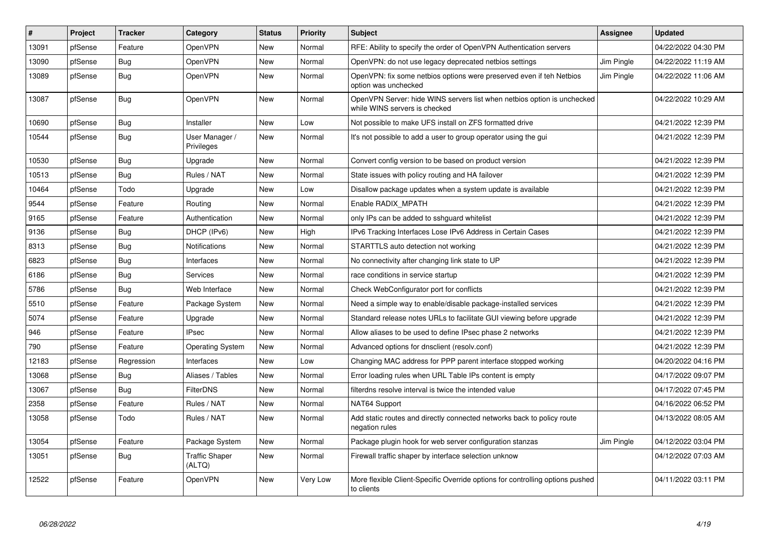| # | Project | Tracker | Category | Status | Priority | Subject | Assignee | Updated |
|---|---|---|---|---|---|---|---|---|
| 13091 | pfSense | Feature | OpenVPN | New | Normal | RFE: Ability to specify the order of OpenVPN Authentication servers | | 04/22/2022 04:30 PM |
| 13090 | pfSense | Bug | OpenVPN | New | Normal | OpenVPN: do not use legacy deprecated netbios settings | Jim Pingle | 04/22/2022 11:19 AM |
| 13089 | pfSense | Bug | OpenVPN | New | Normal | OpenVPN: fix some netbios options were preserved even if teh Netbios option was unchecked | Jim Pingle | 04/22/2022 11:06 AM |
| 13087 | pfSense | Bug | OpenVPN | New | Normal | OpenVPN Server: hide WINS servers list when netbios option is unchecked while WINS servers is checked | | 04/22/2022 10:29 AM |
| 10690 | pfSense | Bug | Installer | New | Low | Not possible to make UFS install on ZFS formatted drive | | 04/21/2022 12:39 PM |
| 10544 | pfSense | Bug | User Manager / Privileges | New | Normal | It's not possible to add a user to group operator using the gui | | 04/21/2022 12:39 PM |
| 10530 | pfSense | Bug | Upgrade | New | Normal | Convert config version to be based on product version | | 04/21/2022 12:39 PM |
| 10513 | pfSense | Bug | Rules / NAT | New | Normal | State issues with policy routing and HA failover | | 04/21/2022 12:39 PM |
| 10464 | pfSense | Todo | Upgrade | New | Low | Disallow package updates when a system update is available | | 04/21/2022 12:39 PM |
| 9544 | pfSense | Feature | Routing | New | Normal | Enable RADIX_MPATH | | 04/21/2022 12:39 PM |
| 9165 | pfSense | Feature | Authentication | New | Normal | only IPs can be added to sshguard whitelist | | 04/21/2022 12:39 PM |
| 9136 | pfSense | Bug | DHCP (IPv6) | New | High | IPv6 Tracking Interfaces Lose IPv6 Address in Certain Cases | | 04/21/2022 12:39 PM |
| 8313 | pfSense | Bug | Notifications | New | Normal | STARTTLS auto detection not working | | 04/21/2022 12:39 PM |
| 6823 | pfSense | Bug | Interfaces | New | Normal | No connectivity after changing link state to UP | | 04/21/2022 12:39 PM |
| 6186 | pfSense | Bug | Services | New | Normal | race conditions in service startup | | 04/21/2022 12:39 PM |
| 5786 | pfSense | Bug | Web Interface | New | Normal | Check WebConfigurator port for conflicts | | 04/21/2022 12:39 PM |
| 5510 | pfSense | Feature | Package System | New | Normal | Need a simple way to enable/disable package-installed services | | 04/21/2022 12:39 PM |
| 5074 | pfSense | Feature | Upgrade | New | Normal | Standard release notes URLs to facilitate GUI viewing before upgrade | | 04/21/2022 12:39 PM |
| 946 | pfSense | Feature | IPsec | New | Normal | Allow aliases to be used to define IPsec phase 2 networks | | 04/21/2022 12:39 PM |
| 790 | pfSense | Feature | Operating System | New | Normal | Advanced options for dnsclient (resolv.conf) | | 04/21/2022 12:39 PM |
| 12183 | pfSense | Regression | Interfaces | New | Low | Changing MAC address for PPP parent interface stopped working | | 04/20/2022 04:16 PM |
| 13068 | pfSense | Bug | Aliases / Tables | New | Normal | Error loading rules when URL Table IPs content is empty | | 04/17/2022 09:07 PM |
| 13067 | pfSense | Bug | FilterDNS | New | Normal | filterdns resolve interval is twice the intended value | | 04/17/2022 07:45 PM |
| 2358 | pfSense | Feature | Rules / NAT | New | Normal | NAT64 Support | | 04/16/2022 06:52 PM |
| 13058 | pfSense | Todo | Rules / NAT | New | Normal | Add static routes and directly connected networks back to policy route negation rules | | 04/13/2022 08:05 AM |
| 13054 | pfSense | Feature | Package System | New | Normal | Package plugin hook for web server configuration stanzas | Jim Pingle | 04/12/2022 03:04 PM |
| 13051 | pfSense | Bug | Traffic Shaper (ALTQ) | New | Normal | Firewall traffic shaper by interface selection unknow | | 04/12/2022 07:03 AM |
| 12522 | pfSense | Feature | OpenVPN | New | Very Low | More flexible Client-Specific Override options for controlling options pushed to clients | | 04/11/2022 03:11 PM |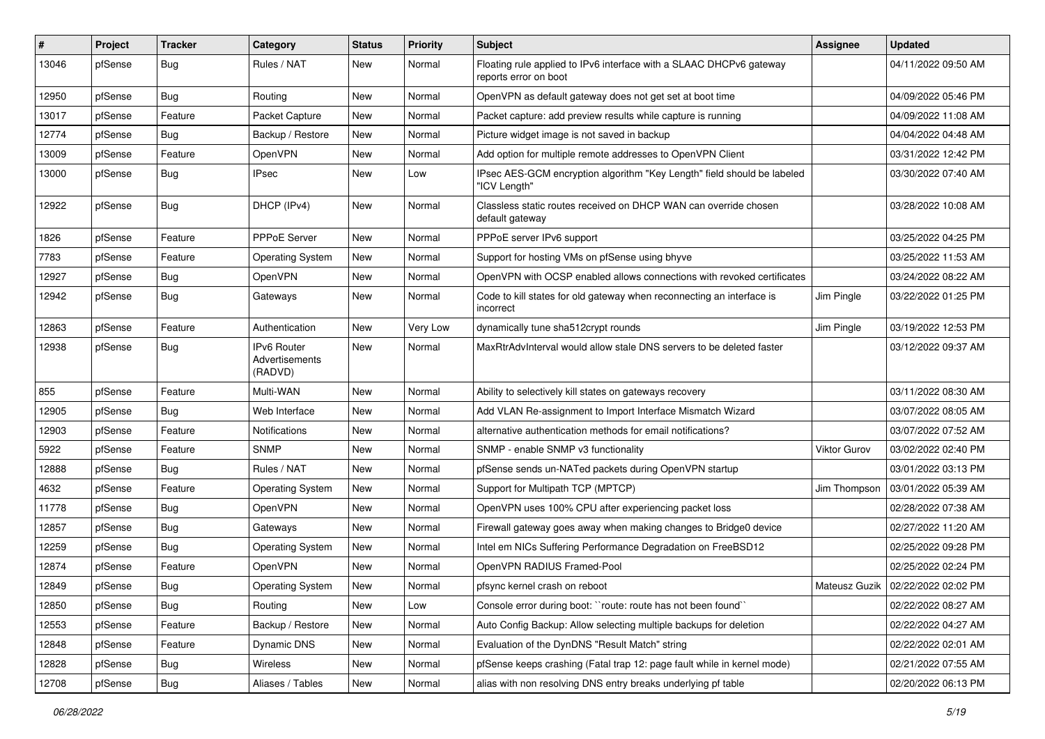| # | Project | Tracker | Category | Status | Priority | Subject | Assignee | Updated |
|---|---|---|---|---|---|---|---|---|
| 13046 | pfSense | Bug | Rules / NAT | New | Normal | Floating rule applied to IPv6 interface with a SLAAC DHCPv6 gateway reports error on boot | | 04/11/2022 09:50 AM |
| 12950 | pfSense | Bug | Routing | New | Normal | OpenVPN as default gateway does not get set at boot time | | 04/09/2022 05:46 PM |
| 13017 | pfSense | Feature | Packet Capture | New | Normal | Packet capture: add preview results while capture is running | | 04/09/2022 11:08 AM |
| 12774 | pfSense | Bug | Backup / Restore | New | Normal | Picture widget image is not saved in backup | | 04/04/2022 04:48 AM |
| 13009 | pfSense | Feature | OpenVPN | New | Normal | Add option for multiple remote addresses to OpenVPN Client | | 03/31/2022 12:42 PM |
| 13000 | pfSense | Bug | IPsec | New | Low | IPsec AES-GCM encryption algorithm "Key Length" field should be labeled "ICV Length" | | 03/30/2022 07:40 AM |
| 12922 | pfSense | Bug | DHCP (IPv4) | New | Normal | Classless static routes received on DHCP WAN can override chosen default gateway | | 03/28/2022 10:08 AM |
| 1826 | pfSense | Feature | PPPoE Server | New | Normal | PPPoE server IPv6 support | | 03/25/2022 04:25 PM |
| 7783 | pfSense | Feature | Operating System | New | Normal | Support for hosting VMs on pfSense using bhyve | | 03/25/2022 11:53 AM |
| 12927 | pfSense | Bug | OpenVPN | New | Normal | OpenVPN with OCSP enabled allows connections with revoked certificates | | 03/24/2022 08:22 AM |
| 12942 | pfSense | Bug | Gateways | New | Normal | Code to kill states for old gateway when reconnecting an interface is incorrect | Jim Pingle | 03/22/2022 01:25 PM |
| 12863 | pfSense | Feature | Authentication | New | Very Low | dynamically tune sha512crypt rounds | Jim Pingle | 03/19/2022 12:53 PM |
| 12938 | pfSense | Bug | IPv6 Router Advertisements (RADVD) | New | Normal | MaxRtrAdvInterval would allow stale DNS servers to be deleted faster | | 03/12/2022 09:37 AM |
| 855 | pfSense | Feature | Multi-WAN | New | Normal | Ability to selectively kill states on gateways recovery | | 03/11/2022 08:30 AM |
| 12905 | pfSense | Bug | Web Interface | New | Normal | Add VLAN Re-assignment to Import Interface Mismatch Wizard | | 03/07/2022 08:05 AM |
| 12903 | pfSense | Feature | Notifications | New | Normal | alternative authentication methods for email notifications? | | 03/07/2022 07:52 AM |
| 5922 | pfSense | Feature | SNMP | New | Normal | SNMP - enable SNMP v3 functionality | Viktor Gurov | 03/02/2022 02:40 PM |
| 12888 | pfSense | Bug | Rules / NAT | New | Normal | pfSense sends un-NATed packets during OpenVPN startup | | 03/01/2022 03:13 PM |
| 4632 | pfSense | Feature | Operating System | New | Normal | Support for Multipath TCP (MPTCP) | Jim Thompson | 03/01/2022 05:39 AM |
| 11778 | pfSense | Bug | OpenVPN | New | Normal | OpenVPN uses 100% CPU after experiencing packet loss | | 02/28/2022 07:38 AM |
| 12857 | pfSense | Bug | Gateways | New | Normal | Firewall gateway goes away when making changes to Bridge0 device | | 02/27/2022 11:20 AM |
| 12259 | pfSense | Bug | Operating System | New | Normal | Intel em NICs Suffering Performance Degradation on FreeBSD12 | | 02/25/2022 09:28 PM |
| 12874 | pfSense | Feature | OpenVPN | New | Normal | OpenVPN RADIUS Framed-Pool | | 02/25/2022 02:24 PM |
| 12849 | pfSense | Bug | Operating System | New | Normal | pfsync kernel crash on reboot | Mateusz Guzik | 02/22/2022 02:02 PM |
| 12850 | pfSense | Bug | Routing | New | Low | Console error during boot: ``route: route has not been found`` | | 02/22/2022 08:27 AM |
| 12553 | pfSense | Feature | Backup / Restore | New | Normal | Auto Config Backup: Allow selecting multiple backups for deletion | | 02/22/2022 04:27 AM |
| 12848 | pfSense | Feature | Dynamic DNS | New | Normal | Evaluation of the DynDNS "Result Match" string | | 02/22/2022 02:01 AM |
| 12828 | pfSense | Bug | Wireless | New | Normal | pfSense keeps crashing (Fatal trap 12: page fault while in kernel mode) | | 02/21/2022 07:55 AM |
| 12708 | pfSense | Bug | Aliases / Tables | New | Normal | alias with non resolving DNS entry breaks underlying pf table | | 02/20/2022 06:13 PM |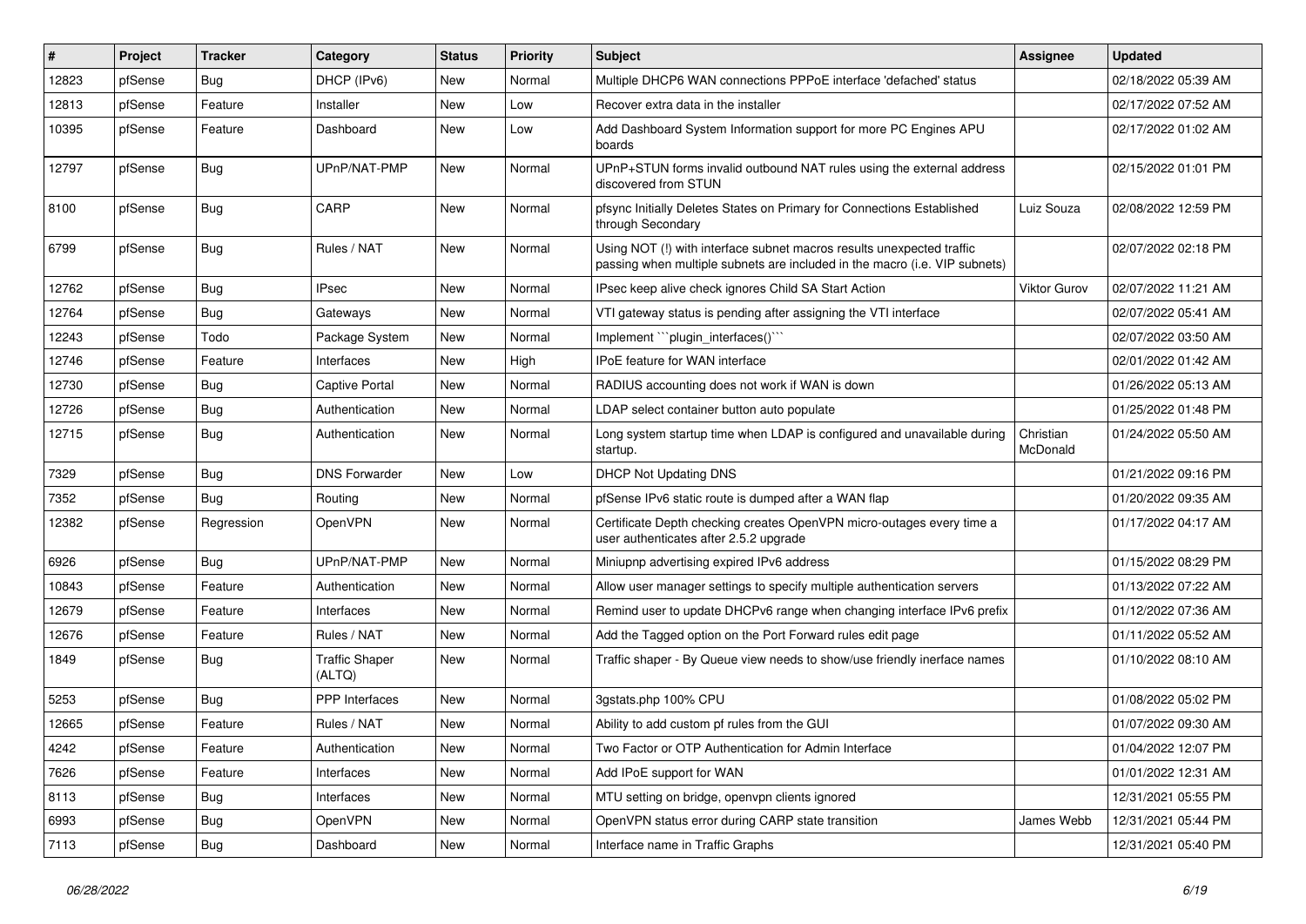| # | Project | Tracker | Category | Status | Priority | Subject | Assignee | Updated |
|---|---|---|---|---|---|---|---|---|
| 12823 | pfSense | Bug | DHCP (IPv6) | New | Normal | Multiple DHCP6 WAN connections PPPoE interface 'defached' status | | 02/18/2022 05:39 AM |
| 12813 | pfSense | Feature | Installer | New | Low | Recover extra data in the installer | | 02/17/2022 07:52 AM |
| 10395 | pfSense | Feature | Dashboard | New | Low | Add Dashboard System Information support for more PC Engines APU boards | | 02/17/2022 01:02 AM |
| 12797 | pfSense | Bug | UPnP/NAT-PMP | New | Normal | UPnP+STUN forms invalid outbound NAT rules using the external address discovered from STUN | | 02/15/2022 01:01 PM |
| 8100 | pfSense | Bug | CARP | New | Normal | pfsync Initially Deletes States on Primary for Connections Established through Secondary | Luiz Souza | 02/08/2022 12:59 PM |
| 6799 | pfSense | Bug | Rules / NAT | New | Normal | Using NOT (!) with interface subnet macros results unexpected traffic passing when multiple subnets are included in the macro (i.e. VIP subnets) | | 02/07/2022 02:18 PM |
| 12762 | pfSense | Bug | IPsec | New | Normal | IPsec keep alive check ignores Child SA Start Action | Viktor Gurov | 02/07/2022 11:21 AM |
| 12764 | pfSense | Bug | Gateways | New | Normal | VTI gateway status is pending after assigning the VTI interface | | 02/07/2022 05:41 AM |
| 12243 | pfSense | Todo | Package System | New | Normal | Implement ```plugin_interfaces()``` | | 02/07/2022 03:50 AM |
| 12746 | pfSense | Feature | Interfaces | New | High | IPoE feature for WAN interface | | 02/01/2022 01:42 AM |
| 12730 | pfSense | Bug | Captive Portal | New | Normal | RADIUS accounting does not work if WAN is down | | 01/26/2022 05:13 AM |
| 12726 | pfSense | Bug | Authentication | New | Normal | LDAP select container button auto populate | | 01/25/2022 01:48 PM |
| 12715 | pfSense | Bug | Authentication | New | Normal | Long system startup time when LDAP is configured and unavailable during startup. | Christian McDonald | 01/24/2022 05:50 AM |
| 7329 | pfSense | Bug | DNS Forwarder | New | Low | DHCP Not Updating DNS | | 01/21/2022 09:16 PM |
| 7352 | pfSense | Bug | Routing | New | Normal | pfSense IPv6 static route is dumped after a WAN flap | | 01/20/2022 09:35 AM |
| 12382 | pfSense | Regression | OpenVPN | New | Normal | Certificate Depth checking creates OpenVPN micro-outages every time a user authenticates after 2.5.2 upgrade | | 01/17/2022 04:17 AM |
| 6926 | pfSense | Bug | UPnP/NAT-PMP | New | Normal | Miniupnp advertising expired IPv6 address | | 01/15/2022 08:29 PM |
| 10843 | pfSense | Feature | Authentication | New | Normal | Allow user manager settings to specify multiple authentication servers | | 01/13/2022 07:22 AM |
| 12679 | pfSense | Feature | Interfaces | New | Normal | Remind user to update DHCPv6 range when changing interface IPv6 prefix | | 01/12/2022 07:36 AM |
| 12676 | pfSense | Feature | Rules / NAT | New | Normal | Add the Tagged option on the Port Forward rules edit page | | 01/11/2022 05:52 AM |
| 1849 | pfSense | Bug | Traffic Shaper (ALTQ) | New | Normal | Traffic shaper - By Queue view needs to show/use friendly inerface names | | 01/10/2022 08:10 AM |
| 5253 | pfSense | Bug | PPP Interfaces | New | Normal | 3gstats.php 100% CPU | | 01/08/2022 05:02 PM |
| 12665 | pfSense | Feature | Rules / NAT | New | Normal | Ability to add custom pf rules from the GUI | | 01/07/2022 09:30 AM |
| 4242 | pfSense | Feature | Authentication | New | Normal | Two Factor or OTP Authentication for Admin Interface | | 01/04/2022 12:07 PM |
| 7626 | pfSense | Feature | Interfaces | New | Normal | Add IPoE support for WAN | | 01/01/2022 12:31 AM |
| 8113 | pfSense | Bug | Interfaces | New | Normal | MTU setting on bridge, openvpn clients ignored | | 12/31/2021 05:55 PM |
| 6993 | pfSense | Bug | OpenVPN | New | Normal | OpenVPN status error during CARP state transition | James Webb | 12/31/2021 05:44 PM |
| 7113 | pfSense | Bug | Dashboard | New | Normal | Interface name in Traffic Graphs | | 12/31/2021 05:40 PM |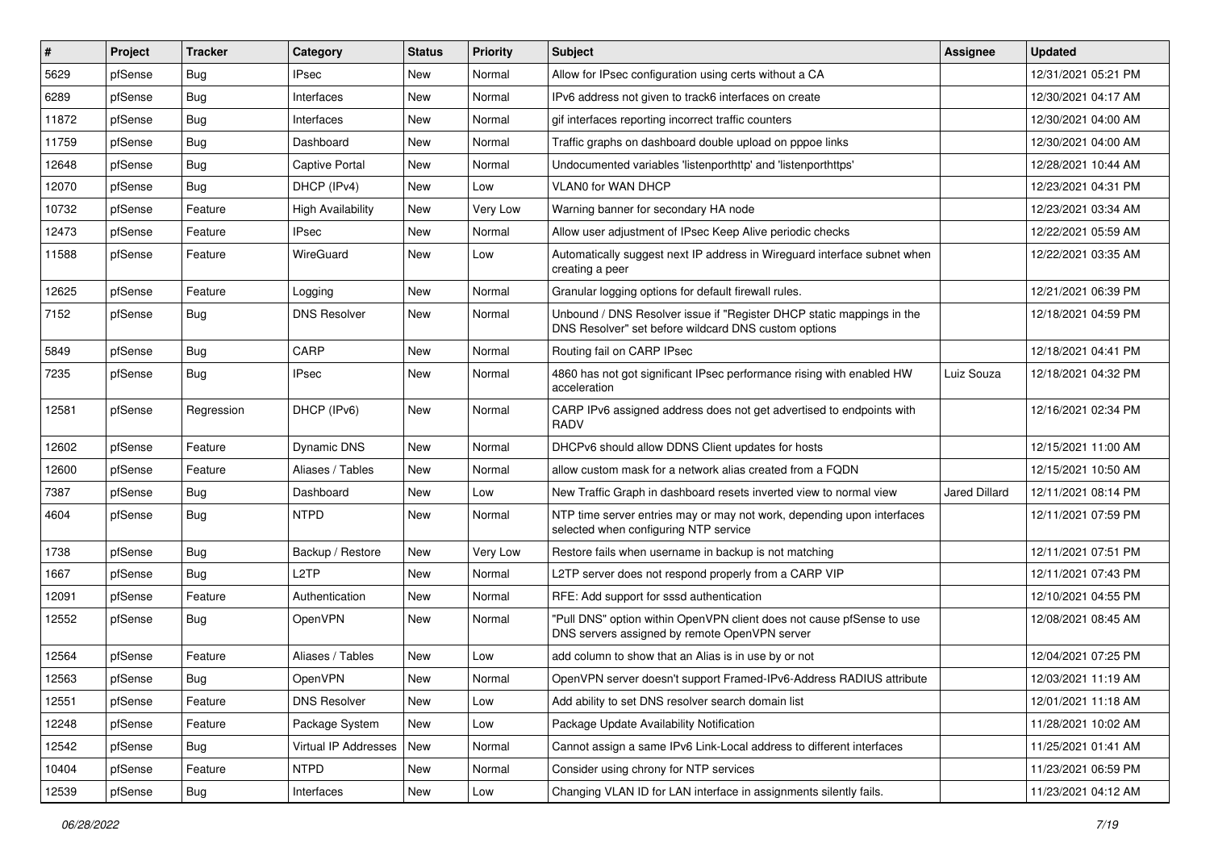| # | Project | Tracker | Category | Status | Priority | Subject | Assignee | Updated |
|---|---|---|---|---|---|---|---|---|
| 5629 | pfSense | Bug | IPsec | New | Normal | Allow for IPsec configuration using certs without a CA | | 12/31/2021 05:21 PM |
| 6289 | pfSense | Bug | Interfaces | New | Normal | IPv6 address not given to track6 interfaces on create | | 12/30/2021 04:17 AM |
| 11872 | pfSense | Bug | Interfaces | New | Normal | gif interfaces reporting incorrect traffic counters | | 12/30/2021 04:00 AM |
| 11759 | pfSense | Bug | Dashboard | New | Normal | Traffic graphs on dashboard double upload on pppoe links | | 12/30/2021 04:00 AM |
| 12648 | pfSense | Bug | Captive Portal | New | Normal | Undocumented variables 'listenporthttp' and 'listenporthttps' | | 12/28/2021 10:44 AM |
| 12070 | pfSense | Bug | DHCP (IPv4) | New | Low | VLAN0 for WAN DHCP | | 12/23/2021 04:31 PM |
| 10732 | pfSense | Feature | High Availability | New | Very Low | Warning banner for secondary HA node | | 12/23/2021 03:34 AM |
| 12473 | pfSense | Feature | IPsec | New | Normal | Allow user adjustment of IPsec Keep Alive periodic checks | | 12/22/2021 05:59 AM |
| 11588 | pfSense | Feature | WireGuard | New | Low | Automatically suggest next IP address in Wireguard interface subnet when creating a peer | | 12/22/2021 03:35 AM |
| 12625 | pfSense | Feature | Logging | New | Normal | Granular logging options for default firewall rules. | | 12/21/2021 06:39 PM |
| 7152 | pfSense | Bug | DNS Resolver | New | Normal | Unbound / DNS Resolver issue if "Register DHCP static mappings in the DNS Resolver" set before wildcard DNS custom options | | 12/18/2021 04:59 PM |
| 5849 | pfSense | Bug | CARP | New | Normal | Routing fail on CARP IPsec | | 12/18/2021 04:41 PM |
| 7235 | pfSense | Bug | IPsec | New | Normal | 4860 has not got significant IPsec performance rising with enabled HW acceleration | Luiz Souza | 12/18/2021 04:32 PM |
| 12581 | pfSense | Regression | DHCP (IPv6) | New | Normal | CARP IPv6 assigned address does not get advertised to endpoints with RADV | | 12/16/2021 02:34 PM |
| 12602 | pfSense | Feature | Dynamic DNS | New | Normal | DHCPv6 should allow DDNS Client updates for hosts | | 12/15/2021 11:00 AM |
| 12600 | pfSense | Feature | Aliases / Tables | New | Normal | allow custom mask for a network alias created from a FQDN | | 12/15/2021 10:50 AM |
| 7387 | pfSense | Bug | Dashboard | New | Low | New Traffic Graph in dashboard resets inverted view to normal view | Jared Dillard | 12/11/2021 08:14 PM |
| 4604 | pfSense | Bug | NTPD | New | Normal | NTP time server entries may or may not work, depending upon interfaces selected when configuring NTP service | | 12/11/2021 07:59 PM |
| 1738 | pfSense | Bug | Backup / Restore | New | Very Low | Restore fails when username in backup is not matching | | 12/11/2021 07:51 PM |
| 1667 | pfSense | Bug | L2TP | New | Normal | L2TP server does not respond properly from a CARP VIP | | 12/11/2021 07:43 PM |
| 12091 | pfSense | Feature | Authentication | New | Normal | RFE: Add support for sssd authentication | | 12/10/2021 04:55 PM |
| 12552 | pfSense | Bug | OpenVPN | New | Normal | "Pull DNS" option within OpenVPN client does not cause pfSense to use DNS servers assigned by remote OpenVPN server | | 12/08/2021 08:45 AM |
| 12564 | pfSense | Feature | Aliases / Tables | New | Low | add column to show that an Alias is in use by or not | | 12/04/2021 07:25 PM |
| 12563 | pfSense | Bug | OpenVPN | New | Normal | OpenVPN server doesn't support Framed-IPv6-Address RADIUS attribute | | 12/03/2021 11:19 AM |
| 12551 | pfSense | Feature | DNS Resolver | New | Low | Add ability to set DNS resolver search domain list | | 12/01/2021 11:18 AM |
| 12248 | pfSense | Feature | Package System | New | Low | Package Update Availability Notification | | 11/28/2021 10:02 AM |
| 12542 | pfSense | Bug | Virtual IP Addresses | New | Normal | Cannot assign a same IPv6 Link-Local address to different interfaces | | 11/25/2021 01:41 AM |
| 10404 | pfSense | Feature | NTPD | New | Normal | Consider using chrony for NTP services | | 11/23/2021 06:59 PM |
| 12539 | pfSense | Bug | Interfaces | New | Low | Changing VLAN ID for LAN interface in assignments silently fails. | | 11/23/2021 04:12 AM |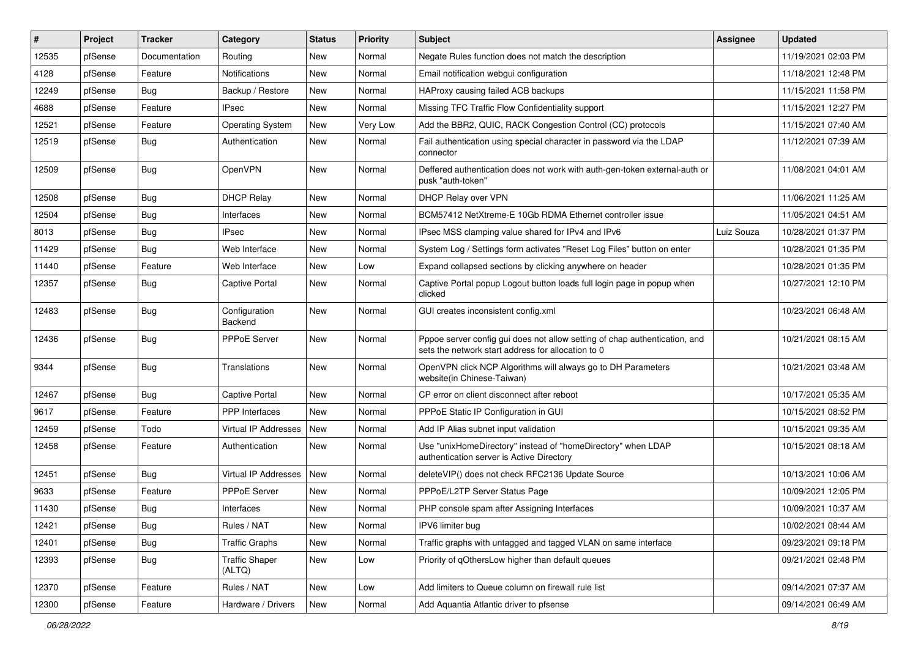| # | Project | Tracker | Category | Status | Priority | Subject | Assignee | Updated |
|---|---|---|---|---|---|---|---|---|
| 12535 | pfSense | Documentation | Routing | New | Normal | Negate Rules function does not match the description | | 11/19/2021 02:03 PM |
| 4128 | pfSense | Feature | Notifications | New | Normal | Email notification webgui configuration | | 11/18/2021 12:48 PM |
| 12249 | pfSense | Bug | Backup / Restore | New | Normal | HAProxy causing failed ACB backups | | 11/15/2021 11:58 PM |
| 4688 | pfSense | Feature | IPsec | New | Normal | Missing TFC Traffic Flow Confidentiality support | | 11/15/2021 12:27 PM |
| 12521 | pfSense | Feature | Operating System | New | Very Low | Add the BBR2, QUIC, RACK Congestion Control (CC) protocols | | 11/15/2021 07:40 AM |
| 12519 | pfSense | Bug | Authentication | New | Normal | Fail authentication using special character in password via the LDAP connector | | 11/12/2021 07:39 AM |
| 12509 | pfSense | Bug | OpenVPN | New | Normal | Deffered authentication does not work with auth-gen-token external-auth or pusk "auth-token" | | 11/08/2021 04:01 AM |
| 12508 | pfSense | Bug | DHCP Relay | New | Normal | DHCP Relay over VPN | | 11/06/2021 11:25 AM |
| 12504 | pfSense | Bug | Interfaces | New | Normal | BCM57412 NetXtreme-E 10Gb RDMA Ethernet controller issue | | 11/05/2021 04:51 AM |
| 8013 | pfSense | Bug | IPsec | New | Normal | IPsec MSS clamping value shared for IPv4 and IPv6 | Luiz Souza | 10/28/2021 01:37 PM |
| 11429 | pfSense | Bug | Web Interface | New | Normal | System Log / Settings form activates "Reset Log Files" button on enter | | 10/28/2021 01:35 PM |
| 11440 | pfSense | Feature | Web Interface | New | Low | Expand collapsed sections by clicking anywhere on header | | 10/28/2021 01:35 PM |
| 12357 | pfSense | Bug | Captive Portal | New | Normal | Captive Portal popup Logout button loads full login page in popup when clicked | | 10/27/2021 12:10 PM |
| 12483 | pfSense | Bug | Configuration Backend | New | Normal | GUI creates inconsistent config.xml | | 10/23/2021 06:48 AM |
| 12436 | pfSense | Bug | PPPoE Server | New | Normal | Pppoe server config gui does not allow setting of chap authentication, and sets the network start address for allocation to 0 | | 10/21/2021 08:15 AM |
| 9344 | pfSense | Bug | Translations | New | Normal | OpenVPN click NCP Algorithms will always go to DH Parameters website(in Chinese-Taiwan) | | 10/21/2021 03:48 AM |
| 12467 | pfSense | Bug | Captive Portal | New | Normal | CP error on client disconnect after reboot | | 10/17/2021 05:35 AM |
| 9617 | pfSense | Feature | PPP Interfaces | New | Normal | PPPoE Static IP Configuration in GUI | | 10/15/2021 08:52 PM |
| 12459 | pfSense | Todo | Virtual IP Addresses | New | Normal | Add IP Alias subnet input validation | | 10/15/2021 09:35 AM |
| 12458 | pfSense | Feature | Authentication | New | Normal | Use "unixHomeDirectory" instead of "homeDirectory" when LDAP authentication server is Active Directory | | 10/15/2021 08:18 AM |
| 12451 | pfSense | Bug | Virtual IP Addresses | New | Normal | deleteVIP() does not check RFC2136 Update Source | | 10/13/2021 10:06 AM |
| 9633 | pfSense | Feature | PPPoE Server | New | Normal | PPPoE/L2TP Server Status Page | | 10/09/2021 12:05 PM |
| 11430 | pfSense | Bug | Interfaces | New | Normal | PHP console spam after Assigning Interfaces | | 10/09/2021 10:37 AM |
| 12421 | pfSense | Bug | Rules / NAT | New | Normal | IPV6 limiter bug | | 10/02/2021 08:44 AM |
| 12401 | pfSense | Bug | Traffic Graphs | New | Normal | Traffic graphs with untagged and tagged VLAN on same interface | | 09/23/2021 09:18 PM |
| 12393 | pfSense | Bug | Traffic Shaper (ALTQ) | New | Low | Priority of qOthersLow higher than default queues | | 09/21/2021 02:48 PM |
| 12370 | pfSense | Feature | Rules / NAT | New | Low | Add limiters to Queue column on firewall rule list | | 09/14/2021 07:37 AM |
| 12300 | pfSense | Feature | Hardware / Drivers | New | Normal | Add Aquantia Atlantic driver to pfsense | | 09/14/2021 06:49 AM |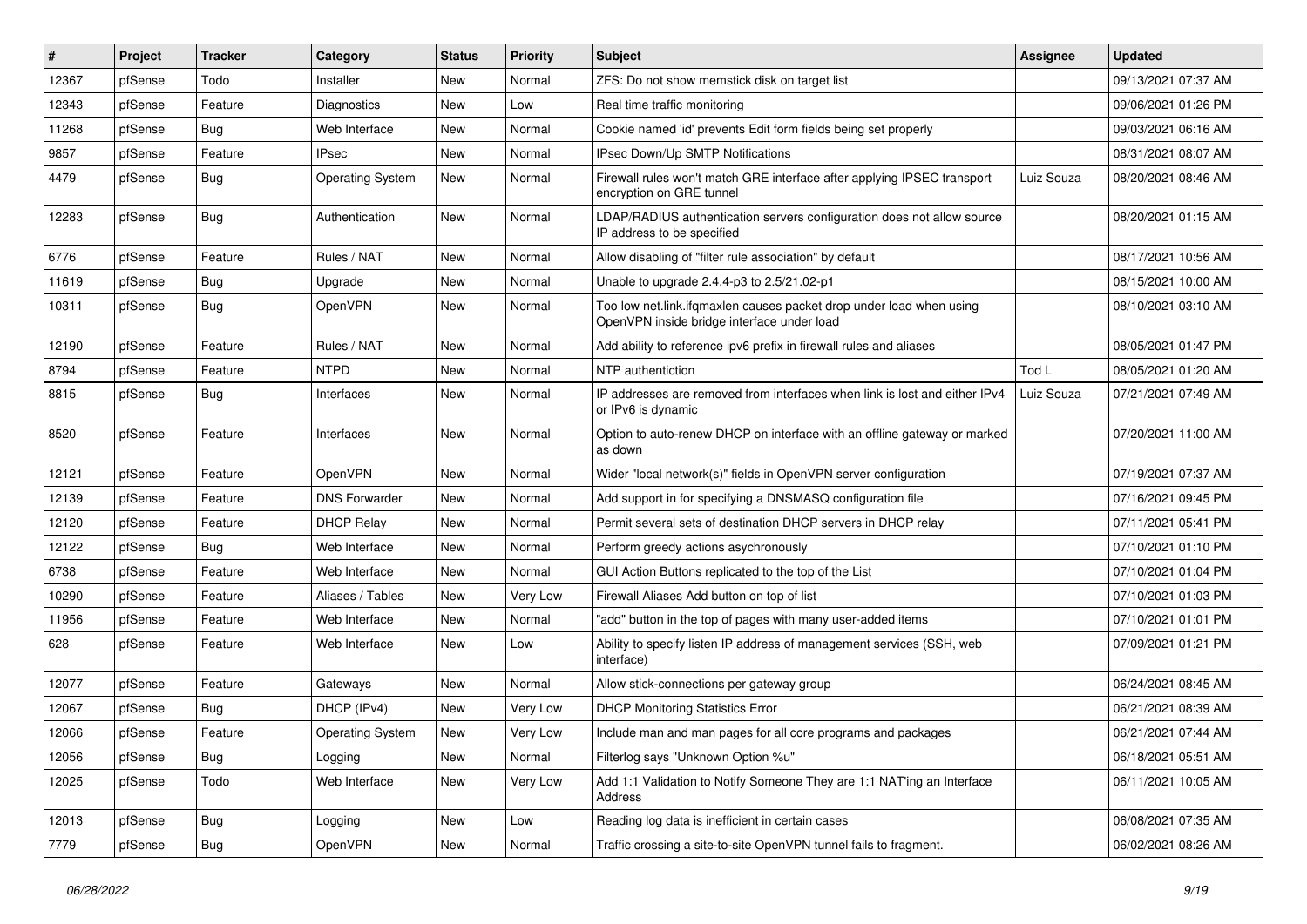| # | Project | Tracker | Category | Status | Priority | Subject | Assignee | Updated |
|---|---|---|---|---|---|---|---|---|
| 12367 | pfSense | Todo | Installer | New | Normal | ZFS: Do not show memstick disk on target list | | 09/13/2021 07:37 AM |
| 12343 | pfSense | Feature | Diagnostics | New | Low | Real time traffic monitoring | | 09/06/2021 01:26 PM |
| 11268 | pfSense | Bug | Web Interface | New | Normal | Cookie named 'id' prevents Edit form fields being set properly | | 09/03/2021 06:16 AM |
| 9857 | pfSense | Feature | IPsec | New | Normal | IPsec Down/Up SMTP Notifications | | 08/31/2021 08:07 AM |
| 4479 | pfSense | Bug | Operating System | New | Normal | Firewall rules won't match GRE interface after applying IPSEC transport encryption on GRE tunnel | Luiz Souza | 08/20/2021 08:46 AM |
| 12283 | pfSense | Bug | Authentication | New | Normal | LDAP/RADIUS authentication servers configuration does not allow source IP address to be specified | | 08/20/2021 01:15 AM |
| 6776 | pfSense | Feature | Rules / NAT | New | Normal | Allow disabling of "filter rule association" by default | | 08/17/2021 10:56 AM |
| 11619 | pfSense | Bug | Upgrade | New | Normal | Unable to upgrade 2.4.4-p3 to 2.5/21.02-p1 | | 08/15/2021 10:00 AM |
| 10311 | pfSense | Bug | OpenVPN | New | Normal | Too low net.link.ifqmaxlen causes packet drop under load when using OpenVPN inside bridge interface under load | | 08/10/2021 03:10 AM |
| 12190 | pfSense | Feature | Rules / NAT | New | Normal | Add ability to reference ipv6 prefix in firewall rules and aliases | | 08/05/2021 01:47 PM |
| 8794 | pfSense | Feature | NTPD | New | Normal | NTP authentiction | Tod L | 08/05/2021 01:20 AM |
| 8815 | pfSense | Bug | Interfaces | New | Normal | IP addresses are removed from interfaces when link is lost and either IPv4 or IPv6 is dynamic | Luiz Souza | 07/21/2021 07:49 AM |
| 8520 | pfSense | Feature | Interfaces | New | Normal | Option to auto-renew DHCP on interface with an offline gateway or marked as down | | 07/20/2021 11:00 AM |
| 12121 | pfSense | Feature | OpenVPN | New | Normal | Wider "local network(s)" fields in OpenVPN server configuration | | 07/19/2021 07:37 AM |
| 12139 | pfSense | Feature | DNS Forwarder | New | Normal | Add support in for specifying a DNSMASQ configuration file | | 07/16/2021 09:45 PM |
| 12120 | pfSense | Feature | DHCP Relay | New | Normal | Permit several sets of destination DHCP servers in DHCP relay | | 07/11/2021 05:41 PM |
| 12122 | pfSense | Bug | Web Interface | New | Normal | Perform greedy actions asychronously | | 07/10/2021 01:10 PM |
| 6738 | pfSense | Feature | Web Interface | New | Normal | GUI Action Buttons replicated to the top of the List | | 07/10/2021 01:04 PM |
| 10290 | pfSense | Feature | Aliases / Tables | New | Very Low | Firewall Aliases Add button on top of list | | 07/10/2021 01:03 PM |
| 11956 | pfSense | Feature | Web Interface | New | Normal | "add" button in the top of pages with many user-added items | | 07/10/2021 01:01 PM |
| 628 | pfSense | Feature | Web Interface | New | Low | Ability to specify listen IP address of management services (SSH, web interface) | | 07/09/2021 01:21 PM |
| 12077 | pfSense | Feature | Gateways | New | Normal | Allow stick-connections per gateway group | | 06/24/2021 08:45 AM |
| 12067 | pfSense | Bug | DHCP (IPv4) | New | Very Low | DHCP Monitoring Statistics Error | | 06/21/2021 08:39 AM |
| 12066 | pfSense | Feature | Operating System | New | Very Low | Include man and man pages for all core programs and packages | | 06/21/2021 07:44 AM |
| 12056 | pfSense | Bug | Logging | New | Normal | Filterlog says "Unknown Option %u" | | 06/18/2021 05:51 AM |
| 12025 | pfSense | Todo | Web Interface | New | Very Low | Add 1:1 Validation to Notify Someone They are 1:1 NAT'ing an Interface Address | | 06/11/2021 10:05 AM |
| 12013 | pfSense | Bug | Logging | New | Low | Reading log data is inefficient in certain cases | | 06/08/2021 07:35 AM |
| 7779 | pfSense | Bug | OpenVPN | New | Normal | Traffic crossing a site-to-site OpenVPN tunnel fails to fragment. | | 06/02/2021 08:26 AM |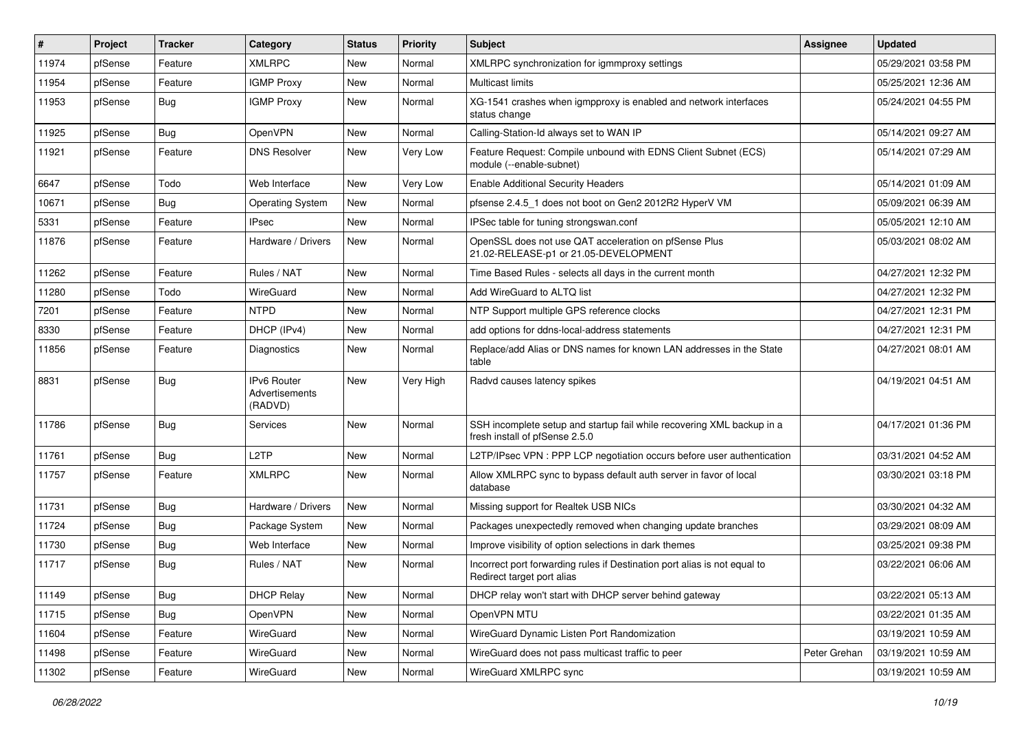| # | Project | Tracker | Category | Status | Priority | Subject | Assignee | Updated |
|---|---|---|---|---|---|---|---|---|
| 11974 | pfSense | Feature | XMLRPC | New | Normal | XMLRPC synchronization for igmmproxy settings | | 05/29/2021 03:58 PM |
| 11954 | pfSense | Feature | IGMP Proxy | New | Normal | Multicast limits | | 05/25/2021 12:36 AM |
| 11953 | pfSense | Bug | IGMP Proxy | New | Normal | XG-1541 crashes when igmpproxy is enabled and network interfaces status change | | 05/24/2021 04:55 PM |
| 11925 | pfSense | Bug | OpenVPN | New | Normal | Calling-Station-Id always set to WAN IP | | 05/14/2021 09:27 AM |
| 11921 | pfSense | Feature | DNS Resolver | New | Very Low | Feature Request: Compile unbound with EDNS Client Subnet (ECS) module (--enable-subnet) | | 05/14/2021 07:29 AM |
| 6647 | pfSense | Todo | Web Interface | New | Very Low | Enable Additional Security Headers | | 05/14/2021 01:09 AM |
| 10671 | pfSense | Bug | Operating System | New | Normal | pfsense 2.4.5_1 does not boot on Gen2 2012R2 HyperV VM | | 05/09/2021 06:39 AM |
| 5331 | pfSense | Feature | IPsec | New | Normal | IPSec table for tuning strongswan.conf | | 05/05/2021 12:10 AM |
| 11876 | pfSense | Feature | Hardware / Drivers | New | Normal | OpenSSL does not use QAT acceleration on pfSense Plus 21.02-RELEASE-p1 or 21.05-DEVELOPMENT | | 05/03/2021 08:02 AM |
| 11262 | pfSense | Feature | Rules / NAT | New | Normal | Time Based Rules - selects all days in the current month | | 04/27/2021 12:32 PM |
| 11280 | pfSense | Todo | WireGuard | New | Normal | Add WireGuard to ALTQ list | | 04/27/2021 12:32 PM |
| 7201 | pfSense | Feature | NTPD | New | Normal | NTP Support multiple GPS reference clocks | | 04/27/2021 12:31 PM |
| 8330 | pfSense | Feature | DHCP (IPv4) | New | Normal | add options for ddns-local-address statements | | 04/27/2021 12:31 PM |
| 11856 | pfSense | Feature | Diagnostics | New | Normal | Replace/add Alias or DNS names for known LAN addresses in the State table | | 04/27/2021 08:01 AM |
| 8831 | pfSense | Bug | IPv6 Router Advertisements (RADVD) | New | Very High | Radvd causes latency spikes | | 04/19/2021 04:51 AM |
| 11786 | pfSense | Bug | Services | New | Normal | SSH incomplete setup and startup fail while recovering XML backup in a fresh install of pfSense 2.5.0 | | 04/17/2021 01:36 PM |
| 11761 | pfSense | Bug | L2TP | New | Normal | L2TP/IPsec VPN : PPP LCP negotiation occurs before user authentication | | 03/31/2021 04:52 AM |
| 11757 | pfSense | Feature | XMLRPC | New | Normal | Allow XMLRPC sync to bypass default auth server in favor of local database | | 03/30/2021 03:18 PM |
| 11731 | pfSense | Bug | Hardware / Drivers | New | Normal | Missing support for Realtek USB NICs | | 03/30/2021 04:32 AM |
| 11724 | pfSense | Bug | Package System | New | Normal | Packages unexpectedly removed when changing update branches | | 03/29/2021 08:09 AM |
| 11730 | pfSense | Bug | Web Interface | New | Normal | Improve visibility of option selections in dark themes | | 03/25/2021 09:38 PM |
| 11717 | pfSense | Bug | Rules / NAT | New | Normal | Incorrect port forwarding rules if Destination port alias is not equal to Redirect target port alias | | 03/22/2021 06:06 AM |
| 11149 | pfSense | Bug | DHCP Relay | New | Normal | DHCP relay won't start with DHCP server behind gateway | | 03/22/2021 05:13 AM |
| 11715 | pfSense | Bug | OpenVPN | New | Normal | OpenVPN MTU | | 03/22/2021 01:35 AM |
| 11604 | pfSense | Feature | WireGuard | New | Normal | WireGuard Dynamic Listen Port Randomization | | 03/19/2021 10:59 AM |
| 11498 | pfSense | Feature | WireGuard | New | Normal | WireGuard does not pass multicast traffic to peer | Peter Grehan | 03/19/2021 10:59 AM |
| 11302 | pfSense | Feature | WireGuard | New | Normal | WireGuard XMLRPC sync | | 03/19/2021 10:59 AM |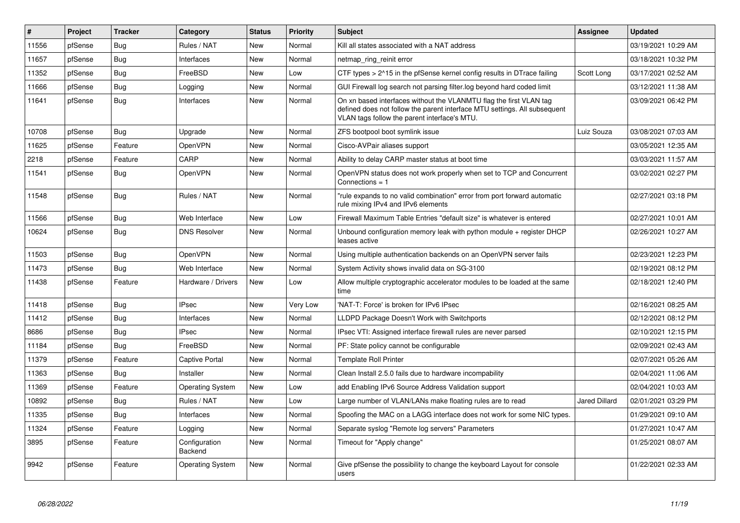| # | Project | Tracker | Category | Status | Priority | Subject | Assignee | Updated |
|---|---|---|---|---|---|---|---|---|
| 11556 | pfSense | Bug | Rules / NAT | New | Normal | Kill all states associated with a NAT address | | 03/19/2021 10:29 AM |
| 11657 | pfSense | Bug | Interfaces | New | Normal | netmap_ring_reinit error | | 03/18/2021 10:32 PM |
| 11352 | pfSense | Bug | FreeBSD | New | Low | CTF types > 2^15 in the pfSense kernel config results in DTrace failing | Scott Long | 03/17/2021 02:52 AM |
| 11666 | pfSense | Bug | Logging | New | Normal | GUI Firewall log search not parsing filter.log beyond hard coded limit | | 03/12/2021 11:38 AM |
| 11641 | pfSense | Bug | Interfaces | New | Normal | On xn based interfaces without the VLANMTU flag the first VLAN tag defined does not follow the parent interface MTU settings. All subsequent VLAN tags follow the parent interface's MTU. | | 03/09/2021 06:42 PM |
| 10708 | pfSense | Bug | Upgrade | New | Normal | ZFS bootpool boot symlink issue | Luiz Souza | 03/08/2021 07:03 AM |
| 11625 | pfSense | Feature | OpenVPN | New | Normal | Cisco-AVPair aliases support | | 03/05/2021 12:35 AM |
| 2218 | pfSense | Feature | CARP | New | Normal | Ability to delay CARP master status at boot time | | 03/03/2021 11:57 AM |
| 11541 | pfSense | Bug | OpenVPN | New | Normal | OpenVPN status does not work properly when set to TCP and Concurrent Connections = 1 | | 03/02/2021 02:27 PM |
| 11548 | pfSense | Bug | Rules / NAT | New | Normal | "rule expands to no valid combination" error from port forward automatic rule mixing IPv4 and IPv6 elements | | 02/27/2021 03:18 PM |
| 11566 | pfSense | Bug | Web Interface | New | Low | Firewall Maximum Table Entries "default size" is whatever is entered | | 02/27/2021 10:01 AM |
| 10624 | pfSense | Bug | DNS Resolver | New | Normal | Unbound configuration memory leak with python module + register DHCP leases active | | 02/26/2021 10:27 AM |
| 11503 | pfSense | Bug | OpenVPN | New | Normal | Using multiple authentication backends on an OpenVPN server fails | | 02/23/2021 12:23 PM |
| 11473 | pfSense | Bug | Web Interface | New | Normal | System Activity shows invalid data on SG-3100 | | 02/19/2021 08:12 PM |
| 11438 | pfSense | Feature | Hardware / Drivers | New | Low | Allow multiple cryptographic accelerator modules to be loaded at the same time | | 02/18/2021 12:40 PM |
| 11418 | pfSense | Bug | IPsec | New | Very Low | 'NAT-T: Force' is broken for IPv6 IPsec | | 02/16/2021 08:25 AM |
| 11412 | pfSense | Bug | Interfaces | New | Normal | LLDPD Package Doesn't Work with Switchports | | 02/12/2021 08:12 PM |
| 8686 | pfSense | Bug | IPsec | New | Normal | IPsec VTI: Assigned interface firewall rules are never parsed | | 02/10/2021 12:15 PM |
| 11184 | pfSense | Bug | FreeBSD | New | Normal | PF: State policy cannot be configurable | | 02/09/2021 02:43 AM |
| 11379 | pfSense | Feature | Captive Portal | New | Normal | Template Roll Printer | | 02/07/2021 05:26 AM |
| 11363 | pfSense | Bug | Installer | New | Normal | Clean Install 2.5.0 fails due to hardware incompability | | 02/04/2021 11:06 AM |
| 11369 | pfSense | Feature | Operating System | New | Low | add Enabling IPv6 Source Address Validation support | | 02/04/2021 10:03 AM |
| 10892 | pfSense | Bug | Rules / NAT | New | Low | Large number of VLAN/LANs make floating rules are to read | Jared Dillard | 02/01/2021 03:29 PM |
| 11335 | pfSense | Bug | Interfaces | New | Normal | Spoofing the MAC on a LAGG interface does not work for some NIC types. | | 01/29/2021 09:10 AM |
| 11324 | pfSense | Feature | Logging | New | Normal | Separate syslog "Remote log servers" Parameters | | 01/27/2021 10:47 AM |
| 3895 | pfSense | Feature | Configuration Backend | New | Normal | Timeout for "Apply change" | | 01/25/2021 08:07 AM |
| 9942 | pfSense | Feature | Operating System | New | Normal | Give pfSense the possibility to change the keyboard Layout for console users | | 01/22/2021 02:33 AM |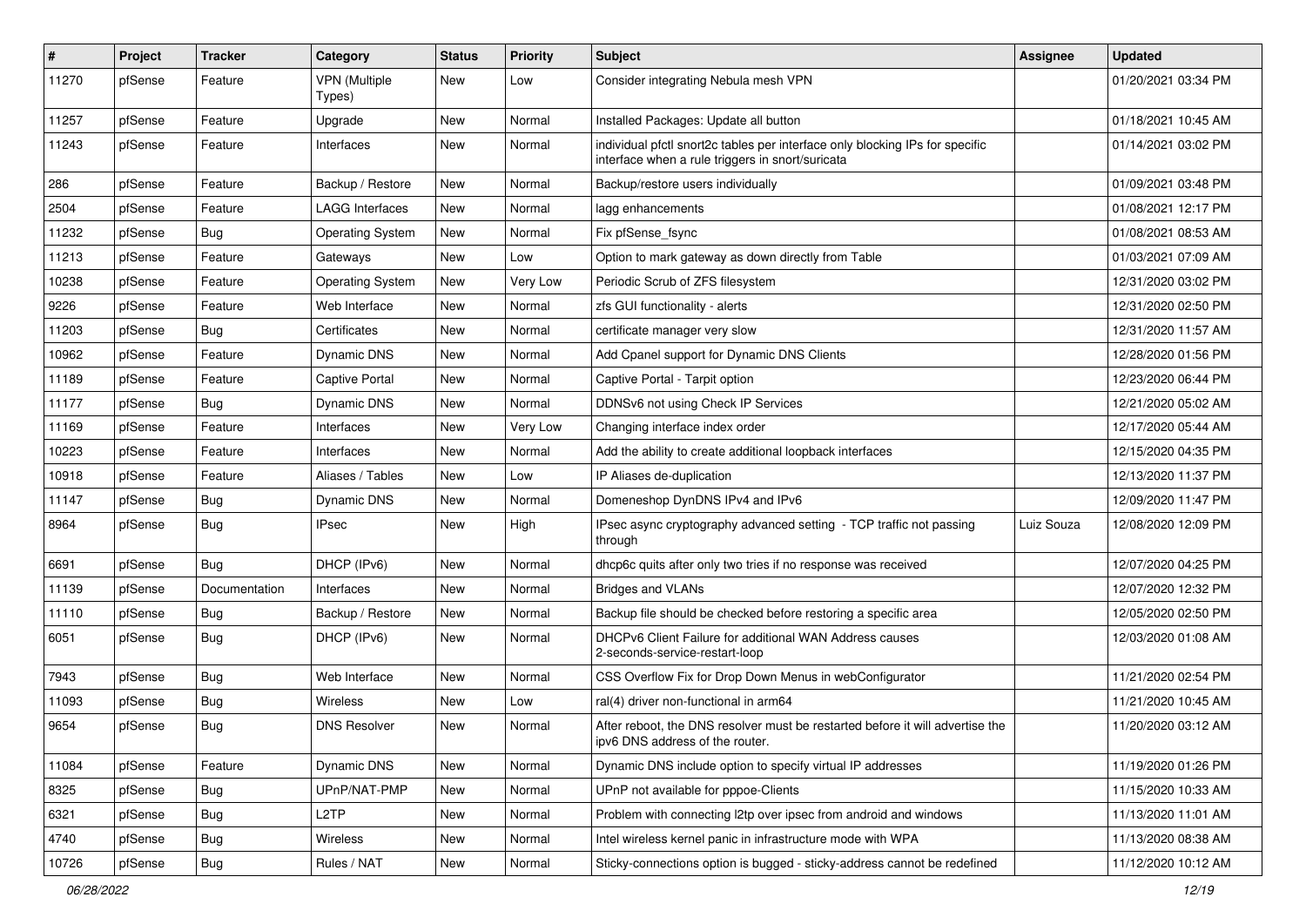| # | Project | Tracker | Category | Status | Priority | Subject | Assignee | Updated |
|---|---|---|---|---|---|---|---|---|
| 11270 | pfSense | Feature | VPN (Multiple Types) | New | Low | Consider integrating Nebula mesh VPN | | 01/20/2021 03:34 PM |
| 11257 | pfSense | Feature | Upgrade | New | Normal | Installed Packages: Update all button | | 01/18/2021 10:45 AM |
| 11243 | pfSense | Feature | Interfaces | New | Normal | individual pfctl snort2c tables per interface only blocking IPs for specific interface when a rule triggers in snort/suricata | | 01/14/2021 03:02 PM |
| 286 | pfSense | Feature | Backup / Restore | New | Normal | Backup/restore users individually | | 01/09/2021 03:48 PM |
| 2504 | pfSense | Feature | LAGG Interfaces | New | Normal | lagg enhancements | | 01/08/2021 12:17 PM |
| 11232 | pfSense | Bug | Operating System | New | Normal | Fix pfSense_fsync | | 01/08/2021 08:53 AM |
| 11213 | pfSense | Feature | Gateways | New | Low | Option to mark gateway as down directly from Table | | 01/03/2021 07:09 AM |
| 10238 | pfSense | Feature | Operating System | New | Very Low | Periodic Scrub of ZFS filesystem | | 12/31/2020 03:02 PM |
| 9226 | pfSense | Feature | Web Interface | New | Normal | zfs GUI functionality - alerts | | 12/31/2020 02:50 PM |
| 11203 | pfSense | Bug | Certificates | New | Normal | certificate manager very slow | | 12/31/2020 11:57 AM |
| 10962 | pfSense | Feature | Dynamic DNS | New | Normal | Add Cpanel support for Dynamic DNS Clients | | 12/28/2020 01:56 PM |
| 11189 | pfSense | Feature | Captive Portal | New | Normal | Captive Portal - Tarpit option | | 12/23/2020 06:44 PM |
| 11177 | pfSense | Bug | Dynamic DNS | New | Normal | DDNSv6 not using Check IP Services | | 12/21/2020 05:02 AM |
| 11169 | pfSense | Feature | Interfaces | New | Very Low | Changing interface index order | | 12/17/2020 05:44 AM |
| 10223 | pfSense | Feature | Interfaces | New | Normal | Add the ability to create additional loopback interfaces | | 12/15/2020 04:35 PM |
| 10918 | pfSense | Feature | Aliases / Tables | New | Low | IP Aliases de-duplication | | 12/13/2020 11:37 PM |
| 11147 | pfSense | Bug | Dynamic DNS | New | Normal | Domeneshop DynDNS IPv4 and IPv6 | | 12/09/2020 11:47 PM |
| 8964 | pfSense | Bug | IPsec | New | High | IPsec async cryptography advanced setting - TCP traffic not passing through | Luiz Souza | 12/08/2020 12:09 PM |
| 6691 | pfSense | Bug | DHCP (IPv6) | New | Normal | dhcp6c quits after only two tries if no response was received | | 12/07/2020 04:25 PM |
| 11139 | pfSense | Documentation | Interfaces | New | Normal | Bridges and VLANs | | 12/07/2020 12:32 PM |
| 11110 | pfSense | Bug | Backup / Restore | New | Normal | Backup file should be checked before restoring a specific area | | 12/05/2020 02:50 PM |
| 6051 | pfSense | Bug | DHCP (IPv6) | New | Normal | DHCPv6 Client Failure for additional WAN Address causes 2-seconds-service-restart-loop | | 12/03/2020 01:08 AM |
| 7943 | pfSense | Bug | Web Interface | New | Normal | CSS Overflow Fix for Drop Down Menus in webConfigurator | | 11/21/2020 02:54 PM |
| 11093 | pfSense | Bug | Wireless | New | Low | ral(4) driver non-functional in arm64 | | 11/21/2020 10:45 AM |
| 9654 | pfSense | Bug | DNS Resolver | New | Normal | After reboot, the DNS resolver must be restarted before it will advertise the ipv6 DNS address of the router. | | 11/20/2020 03:12 AM |
| 11084 | pfSense | Feature | Dynamic DNS | New | Normal | Dynamic DNS include option to specify virtual IP addresses | | 11/19/2020 01:26 PM |
| 8325 | pfSense | Bug | UPnP/NAT-PMP | New | Normal | UPnP not available for pppoe-Clients | | 11/15/2020 10:33 AM |
| 6321 | pfSense | Bug | L2TP | New | Normal | Problem with connecting l2tp over ipsec from android and windows | | 11/13/2020 11:01 AM |
| 4740 | pfSense | Bug | Wireless | New | Normal | Intel wireless kernel panic in infrastructure mode with WPA | | 11/13/2020 08:38 AM |
| 10726 | pfSense | Bug | Rules / NAT | New | Normal | Sticky-connections option is bugged - sticky-address cannot be redefined | | 11/12/2020 10:12 AM |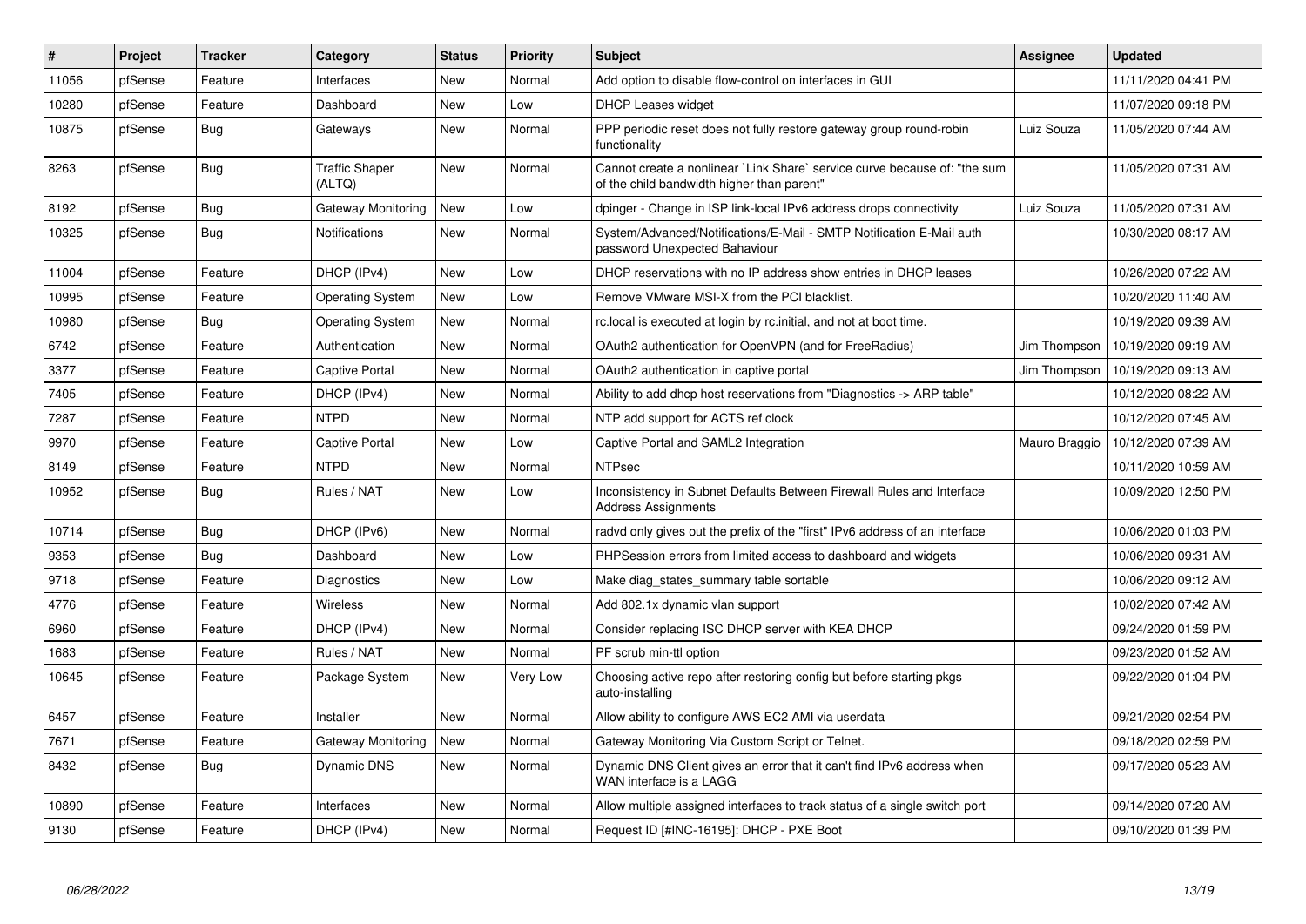| # | Project | Tracker | Category | Status | Priority | Subject | Assignee | Updated |
|---|---|---|---|---|---|---|---|---|
| 11056 | pfSense | Feature | Interfaces | New | Normal | Add option to disable flow-control on interfaces in GUI | | 11/11/2020 04:41 PM |
| 10280 | pfSense | Feature | Dashboard | New | Low | DHCP Leases widget | | 11/07/2020 09:18 PM |
| 10875 | pfSense | Bug | Gateways | New | Normal | PPP periodic reset does not fully restore gateway group round-robin functionality | Luiz Souza | 11/05/2020 07:44 AM |
| 8263 | pfSense | Bug | Traffic Shaper (ALTQ) | New | Normal | Cannot create a nonlinear `Link Share` service curve because of: "the sum of the child bandwidth higher than parent" | | 11/05/2020 07:31 AM |
| 8192 | pfSense | Bug | Gateway Monitoring | New | Low | dpinger - Change in ISP link-local IPv6 address drops connectivity | Luiz Souza | 11/05/2020 07:31 AM |
| 10325 | pfSense | Bug | Notifications | New | Normal | System/Advanced/Notifications/E-Mail - SMTP Notification E-Mail auth password Unexpected Bahaviour | | 10/30/2020 08:17 AM |
| 11004 | pfSense | Feature | DHCP (IPv4) | New | Low | DHCP reservations with no IP address show entries in DHCP leases | | 10/26/2020 07:22 AM |
| 10995 | pfSense | Feature | Operating System | New | Low | Remove VMware MSI-X from the PCI blacklist. | | 10/20/2020 11:40 AM |
| 10980 | pfSense | Bug | Operating System | New | Normal | rc.local is executed at login by rc.initial, and not at boot time. | | 10/19/2020 09:39 AM |
| 6742 | pfSense | Feature | Authentication | New | Normal | OAuth2 authentication for OpenVPN (and for FreeRadius) | Jim Thompson | 10/19/2020 09:19 AM |
| 3377 | pfSense | Feature | Captive Portal | New | Normal | OAuth2 authentication in captive portal | Jim Thompson | 10/19/2020 09:13 AM |
| 7405 | pfSense | Feature | DHCP (IPv4) | New | Normal | Ability to add dhcp host reservations from "Diagnostics -> ARP table" | | 10/12/2020 08:22 AM |
| 7287 | pfSense | Feature | NTPD | New | Normal | NTP add support for ACTS ref clock | | 10/12/2020 07:45 AM |
| 9970 | pfSense | Feature | Captive Portal | New | Low | Captive Portal and SAML2 Integration | Mauro Braggio | 10/12/2020 07:39 AM |
| 8149 | pfSense | Feature | NTPD | New | Normal | NTPsec | | 10/11/2020 10:59 AM |
| 10952 | pfSense | Bug | Rules / NAT | New | Low | Inconsistency in Subnet Defaults Between Firewall Rules and Interface Address Assignments | | 10/09/2020 12:50 PM |
| 10714 | pfSense | Bug | DHCP (IPv6) | New | Normal | radvd only gives out the prefix of the "first" IPv6 address of an interface | | 10/06/2020 01:03 PM |
| 9353 | pfSense | Bug | Dashboard | New | Low | PHPSession errors from limited access to dashboard and widgets | | 10/06/2020 09:31 AM |
| 9718 | pfSense | Feature | Diagnostics | New | Low | Make diag_states_summary table sortable | | 10/06/2020 09:12 AM |
| 4776 | pfSense | Feature | Wireless | New | Normal | Add 802.1x dynamic vlan support | | 10/02/2020 07:42 AM |
| 6960 | pfSense | Feature | DHCP (IPv4) | New | Normal | Consider replacing ISC DHCP server with KEA DHCP | | 09/24/2020 01:59 PM |
| 1683 | pfSense | Feature | Rules / NAT | New | Normal | PF scrub min-ttl option | | 09/23/2020 01:52 AM |
| 10645 | pfSense | Feature | Package System | New | Very Low | Choosing active repo after restoring config but before starting pkgs auto-installing | | 09/22/2020 01:04 PM |
| 6457 | pfSense | Feature | Installer | New | Normal | Allow ability to configure AWS EC2 AMI via userdata | | 09/21/2020 02:54 PM |
| 7671 | pfSense | Feature | Gateway Monitoring | New | Normal | Gateway Monitoring Via Custom Script or Telnet. | | 09/18/2020 02:59 PM |
| 8432 | pfSense | Bug | Dynamic DNS | New | Normal | Dynamic DNS Client gives an error that it can't find IPv6 address when WAN interface is a LAGG | | 09/17/2020 05:23 AM |
| 10890 | pfSense | Feature | Interfaces | New | Normal | Allow multiple assigned interfaces to track status of a single switch port | | 09/14/2020 07:20 AM |
| 9130 | pfSense | Feature | DHCP (IPv4) | New | Normal | Request ID [#INC-16195]: DHCP - PXE Boot | | 09/10/2020 01:39 PM |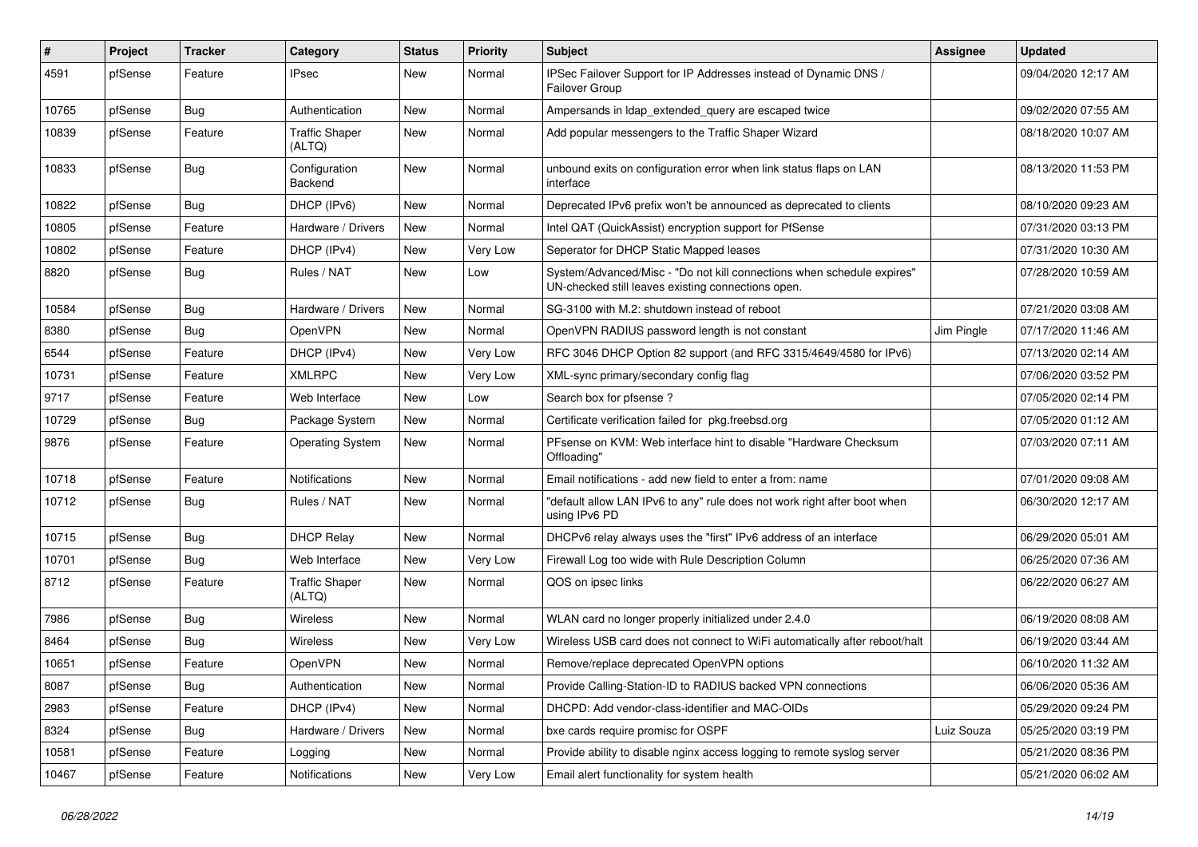| # | Project | Tracker | Category | Status | Priority | Subject | Assignee | Updated |
|---|---|---|---|---|---|---|---|---|
| 4591 | pfSense | Feature | IPsec | New | Normal | IPSec Failover Support for IP Addresses instead of Dynamic DNS / Failover Group | | 09/04/2020 12:17 AM |
| 10765 | pfSense | Bug | Authentication | New | Normal | Ampersands in ldap_extended_query are escaped twice | | 09/02/2020 07:55 AM |
| 10839 | pfSense | Feature | Traffic Shaper (ALTQ) | New | Normal | Add popular messengers to the Traffic Shaper Wizard | | 08/18/2020 10:07 AM |
| 10833 | pfSense | Bug | Configuration Backend | New | Normal | unbound exits on configuration error when link status flaps on LAN interface | | 08/13/2020 11:53 PM |
| 10822 | pfSense | Bug | DHCP (IPv6) | New | Normal | Deprecated IPv6 prefix won't be announced as deprecated to clients | | 08/10/2020 09:23 AM |
| 10805 | pfSense | Feature | Hardware / Drivers | New | Normal | Intel QAT (QuickAssist) encryption support for PfSense | | 07/31/2020 03:13 PM |
| 10802 | pfSense | Feature | DHCP (IPv4) | New | Very Low | Seperator for DHCP Static Mapped leases | | 07/31/2020 10:30 AM |
| 8820 | pfSense | Bug | Rules / NAT | New | Low | System/Advanced/Misc - "Do not kill connections when schedule expires" UN-checked still leaves existing connections open. | | 07/28/2020 10:59 AM |
| 10584 | pfSense | Bug | Hardware / Drivers | New | Normal | SG-3100 with M.2: shutdown instead of reboot | | 07/21/2020 03:08 AM |
| 8380 | pfSense | Bug | OpenVPN | New | Normal | OpenVPN RADIUS password length is not constant | Jim Pingle | 07/17/2020 11:46 AM |
| 6544 | pfSense | Feature | DHCP (IPv4) | New | Very Low | RFC 3046 DHCP Option 82 support (and RFC 3315/4649/4580 for IPv6) | | 07/13/2020 02:14 AM |
| 10731 | pfSense | Feature | XMLRPC | New | Very Low | XML-sync primary/secondary config flag | | 07/06/2020 03:52 PM |
| 9717 | pfSense | Feature | Web Interface | New | Low | Search box for pfsense ? | | 07/05/2020 02:14 PM |
| 10729 | pfSense | Bug | Package System | New | Normal | Certificate verification failed for pkg.freebsd.org | | 07/05/2020 01:12 AM |
| 9876 | pfSense | Feature | Operating System | New | Normal | PFsense on KVM: Web interface hint to disable "Hardware Checksum Offloading" | | 07/03/2020 07:11 AM |
| 10718 | pfSense | Feature | Notifications | New | Normal | Email notifications - add new field to enter a from: name | | 07/01/2020 09:08 AM |
| 10712 | pfSense | Bug | Rules / NAT | New | Normal | "default allow LAN IPv6 to any" rule does not work right after boot when using IPv6 PD | | 06/30/2020 12:17 AM |
| 10715 | pfSense | Bug | DHCP Relay | New | Normal | DHCPv6 relay always uses the "first" IPv6 address of an interface | | 06/29/2020 05:01 AM |
| 10701 | pfSense | Bug | Web Interface | New | Very Low | Firewall Log too wide with Rule Description Column | | 06/25/2020 07:36 AM |
| 8712 | pfSense | Feature | Traffic Shaper (ALTQ) | New | Normal | QOS on ipsec links | | 06/22/2020 06:27 AM |
| 7986 | pfSense | Bug | Wireless | New | Normal | WLAN card no longer properly initialized under 2.4.0 | | 06/19/2020 08:08 AM |
| 8464 | pfSense | Bug | Wireless | New | Very Low | Wireless USB card does not connect to WiFi automatically after reboot/halt | | 06/19/2020 03:44 AM |
| 10651 | pfSense | Feature | OpenVPN | New | Normal | Remove/replace deprecated OpenVPN options | | 06/10/2020 11:32 AM |
| 8087 | pfSense | Bug | Authentication | New | Normal | Provide Calling-Station-ID to RADIUS backed VPN connections | | 06/06/2020 05:36 AM |
| 2983 | pfSense | Feature | DHCP (IPv4) | New | Normal | DHCPD: Add vendor-class-identifier and MAC-OIDs | | 05/29/2020 09:24 PM |
| 8324 | pfSense | Bug | Hardware / Drivers | New | Normal | bxe cards require promisc for OSPF | Luiz Souza | 05/25/2020 03:19 PM |
| 10581 | pfSense | Feature | Logging | New | Normal | Provide ability to disable nginx access logging to remote syslog server | | 05/21/2020 08:36 PM |
| 10467 | pfSense | Feature | Notifications | New | Very Low | Email alert functionality for system health | | 05/21/2020 06:02 AM |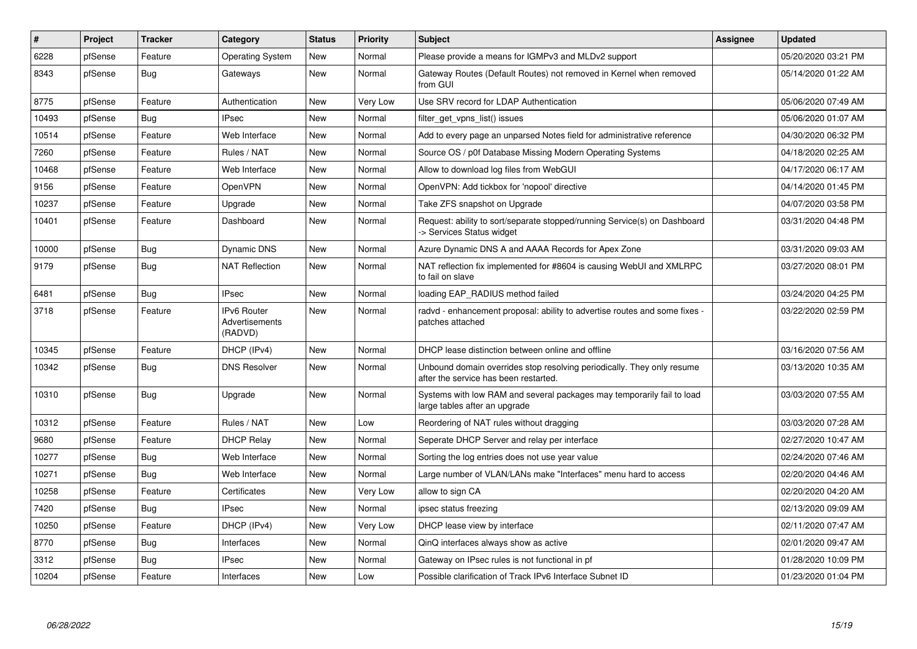| # | Project | Tracker | Category | Status | Priority | Subject | Assignee | Updated |
|---|---|---|---|---|---|---|---|---|
| 6228 | pfSense | Feature | Operating System | New | Normal | Please provide a means for IGMPv3 and MLDv2 support | | 05/20/2020 03:21 PM |
| 8343 | pfSense | Bug | Gateways | New | Normal | Gateway Routes (Default Routes) not removed in Kernel when removed from GUI | | 05/14/2020 01:22 AM |
| 8775 | pfSense | Feature | Authentication | New | Very Low | Use SRV record for LDAP Authentication | | 05/06/2020 07:49 AM |
| 10493 | pfSense | Bug | IPsec | New | Normal | filter_get_vpns_list() issues | | 05/06/2020 01:07 AM |
| 10514 | pfSense | Feature | Web Interface | New | Normal | Add to every page an unparsed Notes field for administrative reference | | 04/30/2020 06:32 PM |
| 7260 | pfSense | Feature | Rules / NAT | New | Normal | Source OS / p0f Database Missing Modern Operating Systems | | 04/18/2020 02:25 AM |
| 10468 | pfSense | Feature | Web Interface | New | Normal | Allow to download log files from WebGUI | | 04/17/2020 06:17 AM |
| 9156 | pfSense | Feature | OpenVPN | New | Normal | OpenVPN: Add tickbox for 'nopool' directive | | 04/14/2020 01:45 PM |
| 10237 | pfSense | Feature | Upgrade | New | Normal | Take ZFS snapshot on Upgrade | | 04/07/2020 03:58 PM |
| 10401 | pfSense | Feature | Dashboard | New | Normal | Request: ability to sort/separate stopped/running Service(s) on Dashboard -> Services Status widget | | 03/31/2020 04:48 PM |
| 10000 | pfSense | Bug | Dynamic DNS | New | Normal | Azure Dynamic DNS A and AAAA Records for Apex Zone | | 03/31/2020 09:03 AM |
| 9179 | pfSense | Bug | NAT Reflection | New | Normal | NAT reflection fix implemented for #8604 is causing WebUI and XMLRPC to fail on slave | | 03/27/2020 08:01 PM |
| 6481 | pfSense | Bug | IPsec | New | Normal | loading EAP_RADIUS method failed | | 03/24/2020 04:25 PM |
| 3718 | pfSense | Feature | IPv6 Router Advertisements (RADVD) | New | Normal | radvd - enhancement proposal: ability to advertise routes and some fixes - patches attached | | 03/22/2020 02:59 PM |
| 10345 | pfSense | Feature | DHCP (IPv4) | New | Normal | DHCP lease distinction between online and offline | | 03/16/2020 07:56 AM |
| 10342 | pfSense | Bug | DNS Resolver | New | Normal | Unbound domain overrides stop resolving periodically. They only resume after the service has been restarted. | | 03/13/2020 10:35 AM |
| 10310 | pfSense | Bug | Upgrade | New | Normal | Systems with low RAM and several packages may temporarily fail to load large tables after an upgrade | | 03/03/2020 07:55 AM |
| 10312 | pfSense | Feature | Rules / NAT | New | Low | Reordering of NAT rules without dragging | | 03/03/2020 07:28 AM |
| 9680 | pfSense | Feature | DHCP Relay | New | Normal | Seperate DHCP Server and relay per interface | | 02/27/2020 10:47 AM |
| 10277 | pfSense | Bug | Web Interface | New | Normal | Sorting the log entries does not use year value | | 02/24/2020 07:46 AM |
| 10271 | pfSense | Bug | Web Interface | New | Normal | Large number of VLAN/LANs make "Interfaces" menu hard to access | | 02/20/2020 04:46 AM |
| 10258 | pfSense | Feature | Certificates | New | Very Low | allow to sign CA | | 02/20/2020 04:20 AM |
| 7420 | pfSense | Bug | IPsec | New | Normal | ipsec status freezing | | 02/13/2020 09:09 AM |
| 10250 | pfSense | Feature | DHCP (IPv4) | New | Very Low | DHCP lease view by interface | | 02/11/2020 07:47 AM |
| 8770 | pfSense | Bug | Interfaces | New | Normal | QinQ interfaces always show as active | | 02/01/2020 09:47 AM |
| 3312 | pfSense | Bug | IPsec | New | Normal | Gateway on IPsec rules is not functional in pf | | 01/28/2020 10:09 PM |
| 10204 | pfSense | Feature | Interfaces | New | Low | Possible clarification of Track IPv6 Interface Subnet ID | | 01/23/2020 01:04 PM |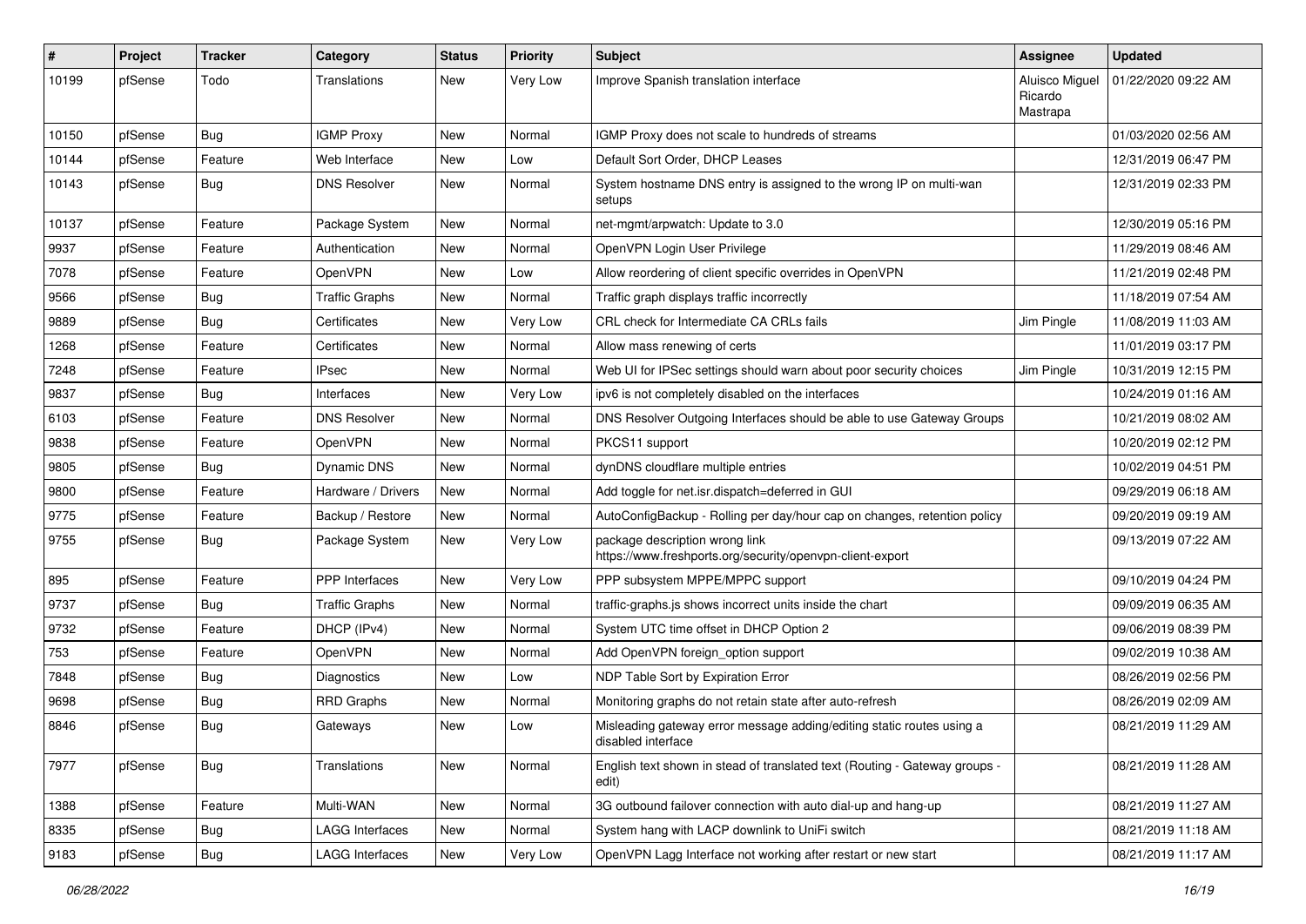| # | Project | Tracker | Category | Status | Priority | Subject | Assignee | Updated |
|---|---|---|---|---|---|---|---|---|
| 10199 | pfSense | Todo | Translations | New | Very Low | Improve Spanish translation interface | Aluisco Miguel Ricardo Mastrapa | 01/22/2020 09:22 AM |
| 10150 | pfSense | Bug | IGMP Proxy | New | Normal | IGMP Proxy does not scale to hundreds of streams | | 01/03/2020 02:56 AM |
| 10144 | pfSense | Feature | Web Interface | New | Low | Default Sort Order, DHCP Leases | | 12/31/2019 06:47 PM |
| 10143 | pfSense | Bug | DNS Resolver | New | Normal | System hostname DNS entry is assigned to the wrong IP on multi-wan setups | | 12/31/2019 02:33 PM |
| 10137 | pfSense | Feature | Package System | New | Normal | net-mgmt/arpwatch: Update to 3.0 | | 12/30/2019 05:16 PM |
| 9937 | pfSense | Feature | Authentication | New | Normal | OpenVPN Login User Privilege | | 11/29/2019 08:46 AM |
| 7078 | pfSense | Feature | OpenVPN | New | Low | Allow reordering of client specific overrides in OpenVPN | | 11/21/2019 02:48 PM |
| 9566 | pfSense | Bug | Traffic Graphs | New | Normal | Traffic graph displays traffic incorrectly | | 11/18/2019 07:54 AM |
| 9889 | pfSense | Bug | Certificates | New | Very Low | CRL check for Intermediate CA CRLs fails | Jim Pingle | 11/08/2019 11:03 AM |
| 1268 | pfSense | Feature | Certificates | New | Normal | Allow mass renewing of certs | | 11/01/2019 03:17 PM |
| 7248 | pfSense | Feature | IPsec | New | Normal | Web UI for IPSec settings should warn about poor security choices | Jim Pingle | 10/31/2019 12:15 PM |
| 9837 | pfSense | Bug | Interfaces | New | Very Low | ipv6 is not completely disabled on the interfaces | | 10/24/2019 01:16 AM |
| 6103 | pfSense | Feature | DNS Resolver | New | Normal | DNS Resolver Outgoing Interfaces should be able to use Gateway Groups | | 10/21/2019 08:02 AM |
| 9838 | pfSense | Feature | OpenVPN | New | Normal | PKCS11 support | | 10/20/2019 02:12 PM |
| 9805 | pfSense | Bug | Dynamic DNS | New | Normal | dynDNS cloudflare multiple entries | | 10/02/2019 04:51 PM |
| 9800 | pfSense | Feature | Hardware / Drivers | New | Normal | Add toggle for net.isr.dispatch=deferred in GUI | | 09/29/2019 06:18 AM |
| 9775 | pfSense | Feature | Backup / Restore | New | Normal | AutoConfigBackup - Rolling per day/hour cap on changes, retention policy | | 09/20/2019 09:19 AM |
| 9755 | pfSense | Bug | Package System | New | Very Low | package description wrong link https://www.freshports.org/security/openvpn-client-export | | 09/13/2019 07:22 AM |
| 895 | pfSense | Feature | PPP Interfaces | New | Very Low | PPP subsystem MPPE/MPPC support | | 09/10/2019 04:24 PM |
| 9737 | pfSense | Bug | Traffic Graphs | New | Normal | traffic-graphs.js shows incorrect units inside the chart | | 09/09/2019 06:35 AM |
| 9732 | pfSense | Feature | DHCP (IPv4) | New | Normal | System UTC time offset in DHCP Option 2 | | 09/06/2019 08:39 PM |
| 753 | pfSense | Feature | OpenVPN | New | Normal | Add OpenVPN foreign_option support | | 09/02/2019 10:38 AM |
| 7848 | pfSense | Bug | Diagnostics | New | Low | NDP Table Sort by Expiration Error | | 08/26/2019 02:56 PM |
| 9698 | pfSense | Bug | RRD Graphs | New | Normal | Monitoring graphs do not retain state after auto-refresh | | 08/26/2019 02:09 AM |
| 8846 | pfSense | Bug | Gateways | New | Low | Misleading gateway error message adding/editing static routes using a disabled interface | | 08/21/2019 11:29 AM |
| 7977 | pfSense | Bug | Translations | New | Normal | English text shown in stead of translated text (Routing - Gateway groups - edit) | | 08/21/2019 11:28 AM |
| 1388 | pfSense | Feature | Multi-WAN | New | Normal | 3G outbound failover connection with auto dial-up and hang-up | | 08/21/2019 11:27 AM |
| 8335 | pfSense | Bug | LAGG Interfaces | New | Normal | System hang with LACP downlink to UniFi switch | | 08/21/2019 11:18 AM |
| 9183 | pfSense | Bug | LAGG Interfaces | New | Very Low | OpenVPN Lagg Interface not working after restart or new start | | 08/21/2019 11:17 AM |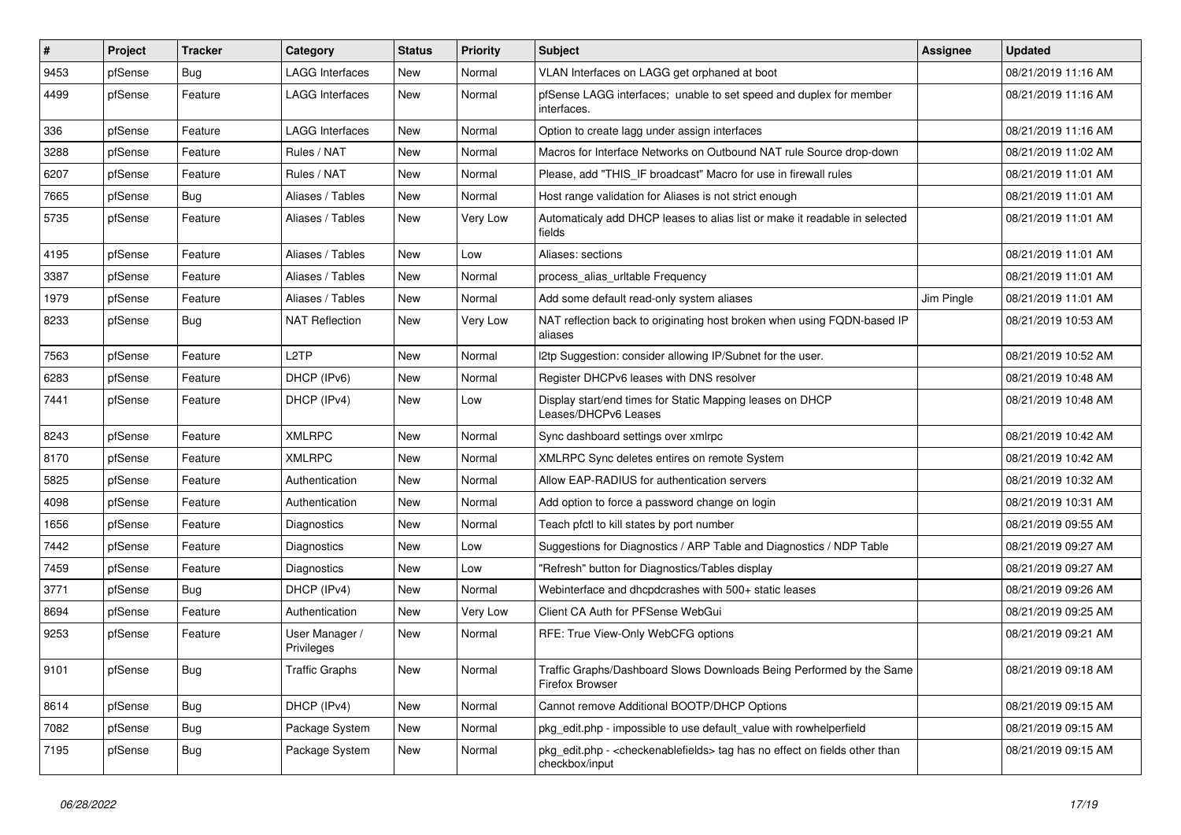| # | Project | Tracker | Category | Status | Priority | Subject | Assignee | Updated |
|---|---|---|---|---|---|---|---|---|
| 9453 | pfSense | Bug | LAGG Interfaces | New | Normal | VLAN Interfaces on LAGG get orphaned at boot | | 08/21/2019 11:16 AM |
| 4499 | pfSense | Feature | LAGG Interfaces | New | Normal | pfSense LAGG interfaces; unable to set speed and duplex for member interfaces. | | 08/21/2019 11:16 AM |
| 336 | pfSense | Feature | LAGG Interfaces | New | Normal | Option to create lagg under assign interfaces | | 08/21/2019 11:16 AM |
| 3288 | pfSense | Feature | Rules / NAT | New | Normal | Macros for Interface Networks on Outbound NAT rule Source drop-down | | 08/21/2019 11:02 AM |
| 6207 | pfSense | Feature | Rules / NAT | New | Normal | Please, add "THIS_IF broadcast" Macro for use in firewall rules | | 08/21/2019 11:01 AM |
| 7665 | pfSense | Bug | Aliases / Tables | New | Normal | Host range validation for Aliases is not strict enough | | 08/21/2019 11:01 AM |
| 5735 | pfSense | Feature | Aliases / Tables | New | Very Low | Automaticaly add DHCP leases to alias list or make it readable in selected fields | | 08/21/2019 11:01 AM |
| 4195 | pfSense | Feature | Aliases / Tables | New | Low | Aliases: sections | | 08/21/2019 11:01 AM |
| 3387 | pfSense | Feature | Aliases / Tables | New | Normal | process_alias_urltable Frequency | | 08/21/2019 11:01 AM |
| 1979 | pfSense | Feature | Aliases / Tables | New | Normal | Add some default read-only system aliases | Jim Pingle | 08/21/2019 11:01 AM |
| 8233 | pfSense | Bug | NAT Reflection | New | Very Low | NAT reflection back to originating host broken when using FQDN-based IP aliases | | 08/21/2019 10:53 AM |
| 7563 | pfSense | Feature | L2TP | New | Normal | l2tp Suggestion: consider allowing IP/Subnet for the user. | | 08/21/2019 10:52 AM |
| 6283 | pfSense | Feature | DHCP (IPv6) | New | Normal | Register DHCPv6 leases with DNS resolver | | 08/21/2019 10:48 AM |
| 7441 | pfSense | Feature | DHCP (IPv4) | New | Low | Display start/end times for Static Mapping leases on DHCP Leases/DHCPv6 Leases | | 08/21/2019 10:48 AM |
| 8243 | pfSense | Feature | XMLRPC | New | Normal | Sync dashboard settings over xmlrpc | | 08/21/2019 10:42 AM |
| 8170 | pfSense | Feature | XMLRPC | New | Normal | XMLRPC Sync deletes entires on remote System | | 08/21/2019 10:42 AM |
| 5825 | pfSense | Feature | Authentication | New | Normal | Allow EAP-RADIUS for authentication servers | | 08/21/2019 10:32 AM |
| 4098 | pfSense | Feature | Authentication | New | Normal | Add option to force a password change on login | | 08/21/2019 10:31 AM |
| 1656 | pfSense | Feature | Diagnostics | New | Normal | Teach pfctl to kill states by port number | | 08/21/2019 09:55 AM |
| 7442 | pfSense | Feature | Diagnostics | New | Low | Suggestions for Diagnostics / ARP Table and Diagnostics / NDP Table | | 08/21/2019 09:27 AM |
| 7459 | pfSense | Feature | Diagnostics | New | Low | "Refresh" button for Diagnostics/Tables display | | 08/21/2019 09:27 AM |
| 3771 | pfSense | Bug | DHCP (IPv4) | New | Normal | Webinterface and dhcpdcrashes with 500+ static leases | | 08/21/2019 09:26 AM |
| 8694 | pfSense | Feature | Authentication | New | Very Low | Client CA Auth for PFSense WebGui | | 08/21/2019 09:25 AM |
| 9253 | pfSense | Feature | User Manager / Privileges | New | Normal | RFE: True View-Only WebCFG options | | 08/21/2019 09:21 AM |
| 9101 | pfSense | Bug | Traffic Graphs | New | Normal | Traffic Graphs/Dashboard Slows Downloads Being Performed by the Same Firefox Browser | | 08/21/2019 09:18 AM |
| 8614 | pfSense | Bug | DHCP (IPv4) | New | Normal | Cannot remove Additional BOOTP/DHCP Options | | 08/21/2019 09:15 AM |
| 7082 | pfSense | Bug | Package System | New | Normal | pkg_edit.php - impossible to use default_value with rowhelperfield | | 08/21/2019 09:15 AM |
| 7195 | pfSense | Bug | Package System | New | Normal | pkg_edit.php - <checkenablefields> tag has no effect on fields other than checkbox/input | | 08/21/2019 09:15 AM |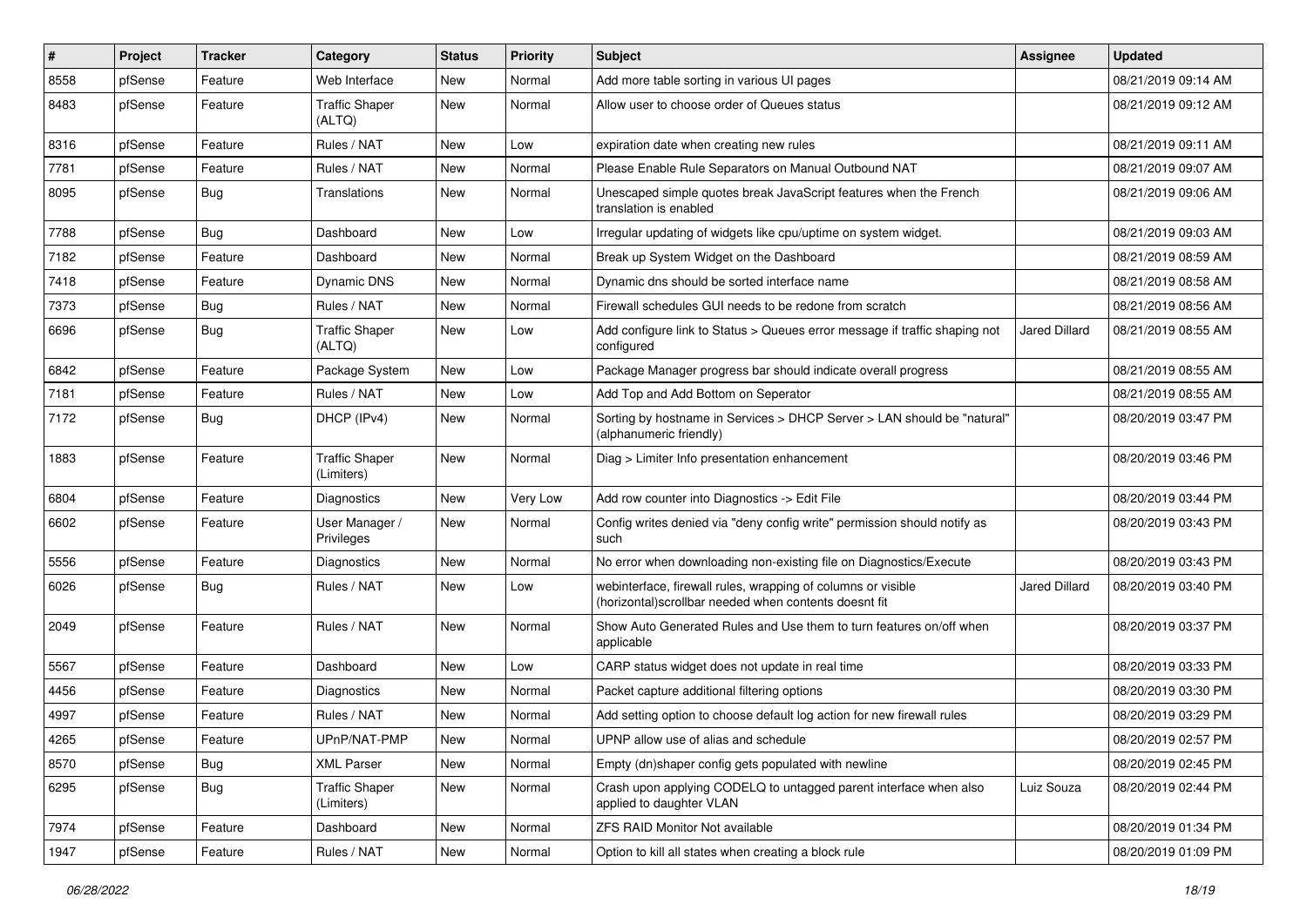| # | Project | Tracker | Category | Status | Priority | Subject | Assignee | Updated |
|---|---|---|---|---|---|---|---|---|
| 8558 | pfSense | Feature | Web Interface | New | Normal | Add more table sorting in various UI pages | | 08/21/2019 09:14 AM |
| 8483 | pfSense | Feature | Traffic Shaper (ALTQ) | New | Normal | Allow user to choose order of Queues status | | 08/21/2019 09:12 AM |
| 8316 | pfSense | Feature | Rules / NAT | New | Low | expiration date when creating new rules | | 08/21/2019 09:11 AM |
| 7781 | pfSense | Feature | Rules / NAT | New | Normal | Please Enable Rule Separators on Manual Outbound NAT | | 08/21/2019 09:07 AM |
| 8095 | pfSense | Bug | Translations | New | Normal | Unescaped simple quotes break JavaScript features when the French translation is enabled | | 08/21/2019 09:06 AM |
| 7788 | pfSense | Bug | Dashboard | New | Low | Irregular updating of widgets like cpu/uptime on system widget. | | 08/21/2019 09:03 AM |
| 7182 | pfSense | Feature | Dashboard | New | Normal | Break up System Widget on the Dashboard | | 08/21/2019 08:59 AM |
| 7418 | pfSense | Feature | Dynamic DNS | New | Normal | Dynamic dns should be sorted interface name | | 08/21/2019 08:58 AM |
| 7373 | pfSense | Bug | Rules / NAT | New | Normal | Firewall schedules GUI needs to be redone from scratch | | 08/21/2019 08:56 AM |
| 6696 | pfSense | Bug | Traffic Shaper (ALTQ) | New | Low | Add configure link to Status > Queues error message if traffic shaping not configured | Jared Dillard | 08/21/2019 08:55 AM |
| 6842 | pfSense | Feature | Package System | New | Low | Package Manager progress bar should indicate overall progress | | 08/21/2019 08:55 AM |
| 7181 | pfSense | Feature | Rules / NAT | New | Low | Add Top and Add Bottom on Seperator | | 08/21/2019 08:55 AM |
| 7172 | pfSense | Bug | DHCP (IPv4) | New | Normal | Sorting by hostname in Services > DHCP Server > LAN should be "natural" (alphanumeric friendly) | | 08/20/2019 03:47 PM |
| 1883 | pfSense | Feature | Traffic Shaper (Limiters) | New | Normal | Diag > Limiter Info presentation enhancement | | 08/20/2019 03:46 PM |
| 6804 | pfSense | Feature | Diagnostics | New | Very Low | Add row counter into Diagnostics -> Edit File | | 08/20/2019 03:44 PM |
| 6602 | pfSense | Feature | User Manager / Privileges | New | Normal | Config writes denied via "deny config write" permission should notify as such | | 08/20/2019 03:43 PM |
| 5556 | pfSense | Feature | Diagnostics | New | Normal | No error when downloading non-existing file on Diagnostics/Execute | | 08/20/2019 03:43 PM |
| 6026 | pfSense | Bug | Rules / NAT | New | Low | webinterface, firewall rules, wrapping of columns or visible (horizontal)scrollbar needed when contents doesnt fit | Jared Dillard | 08/20/2019 03:40 PM |
| 2049 | pfSense | Feature | Rules / NAT | New | Normal | Show Auto Generated Rules and Use them to turn features on/off when applicable | | 08/20/2019 03:37 PM |
| 5567 | pfSense | Feature | Dashboard | New | Low | CARP status widget does not update in real time | | 08/20/2019 03:33 PM |
| 4456 | pfSense | Feature | Diagnostics | New | Normal | Packet capture additional filtering options | | 08/20/2019 03:30 PM |
| 4997 | pfSense | Feature | Rules / NAT | New | Normal | Add setting option to choose default log action for new firewall rules | | 08/20/2019 03:29 PM |
| 4265 | pfSense | Feature | UPnP/NAT-PMP | New | Normal | UPNP allow use of alias and schedule | | 08/20/2019 02:57 PM |
| 8570 | pfSense | Bug | XML Parser | New | Normal | Empty (dn)shaper config gets populated with newline | | 08/20/2019 02:45 PM |
| 6295 | pfSense | Bug | Traffic Shaper (Limiters) | New | Normal | Crash upon applying CODELQ to untagged parent interface when also applied to daughter VLAN | Luiz Souza | 08/20/2019 02:44 PM |
| 7974 | pfSense | Feature | Dashboard | New | Normal | ZFS RAID Monitor Not available | | 08/20/2019 01:34 PM |
| 1947 | pfSense | Feature | Rules / NAT | New | Normal | Option to kill all states when creating a block rule | | 08/20/2019 01:09 PM |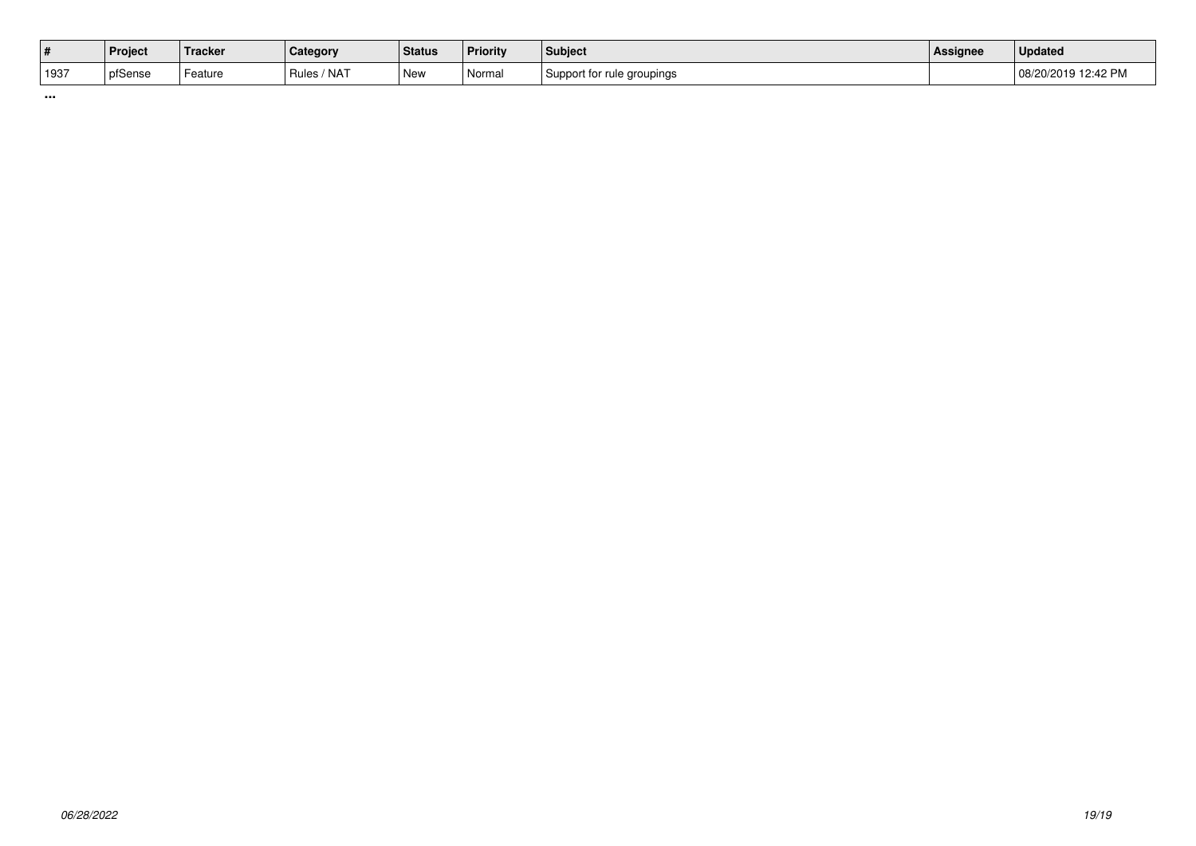| # | Project | Tracker | Category | Status | Priority | Subject | Assignee | Updated |
|---|---|---|---|---|---|---|---|---|
| 1937 | pfSense | Feature | Rules / NAT | New | Normal | Support for rule groupings | | 08/20/2019 12:42 PM |

...